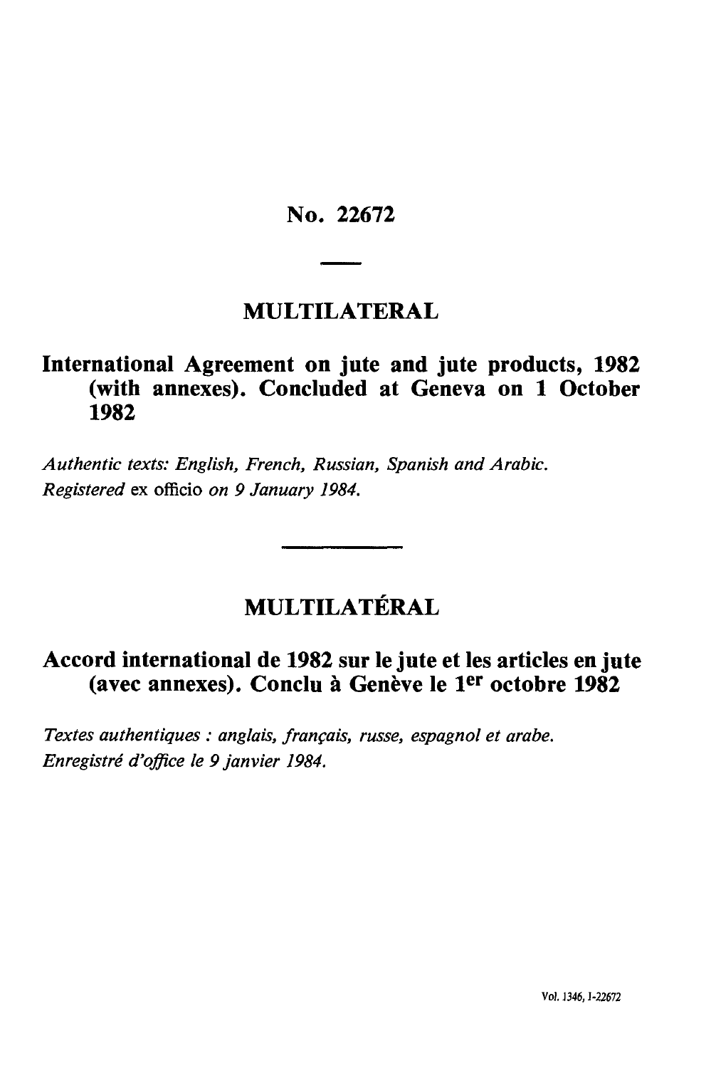# No. 22672

## MULTILATERAL

## International Agreement on jute and jute products, 1982 (with annexes). Concluded at Geneva on 1 October 1982

*Authentic texts: English, French, Russian, Spanish and Arabic.*
*Registered* ex officio *on 9 January 1984.*

## MULTILATÉRAL

## Accord international de 1982 sur le jute et les articles en jute (avec annexes). Conclu à Genève le 1er octobre 1982

*Textes authentiques : anglais, français, russe, espagnol et arabe.*
*Enregistré d'office le 9 janvier 1984.*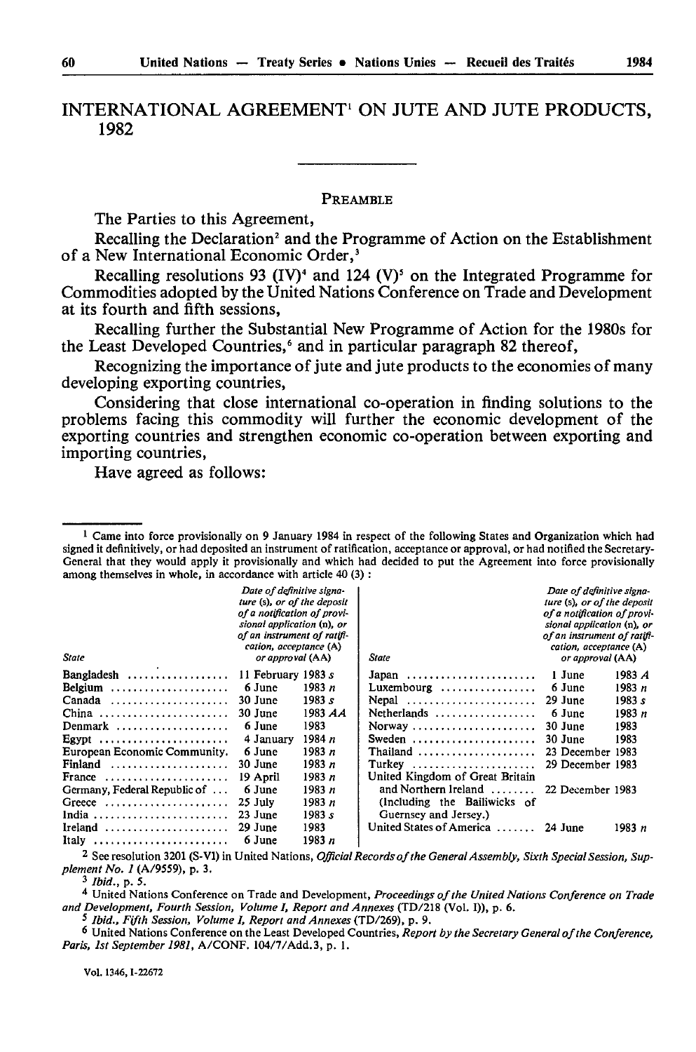# INTERNATIONAL AGREEMENT[1] ON JUTE AND JUTE PRODUCTS, 1982

## PREAMBLE

The Parties to this Agreement,

Recalling the Declaration[2] and the Programme of Action on the Establishment of a New International Economic Order,[3]

Recalling resolutions 93 (IV)[4] and 124 (V)[5] on the Integrated Programme for Commodities adopted by the United Nations Conference on Trade and Development at its fourth and fifth sessions,

Recalling further the Substantial New Programme of Action for the 1980s for the Least Developed Countries,[6] and in particular paragraph 82 thereof,

Recognizing the importance of jute and jute products to the economies of many developing exporting countries,

Considering that close international co-operation in finding solutions to the problems facing this commodity will further the economic development of the exporting countries and strengthen economic co-operation between exporting and importing countries,

Have agreed as follows:

---

[1] Came into force provisionally on 9 January 1984 in respect of the following States and Organization which had signed it definitively, or had deposited an instrument of ratification, acceptance or approval, or had notified the Secretary-General that they would apply it provisionally and which had decided to put the Agreement into force provisionally among themselves in whole, in accordance with article 40 (3) :

| *State* | *Date of definitive signature (s), or of the deposit of a notification of provisional application (n), or of an instrument of ratification, acceptance (A) or approval (AA)* |
|---|---|
| Bangladesh | 11 February 1983 *s* |
| Belgium | 6 June 1983 *n* |
| Canada | 30 June 1983 *s* |
| China | 30 June 1983 *AA* |
| Denmark | 6 June 1983 |
| Egypt | 4 January 1984 *n* |
| European Economic Community | 6 June 1983 *n* |
| Finland | 30 June 1983 *n* |
| France | 19 April 1983 *n* |
| Germany, Federal Republic of | 6 June 1983 *n* |
| Greece | 25 July 1983 *n* |
| India | 23 June 1983 *s* |
| Ireland | 29 June 1983 |
| Italy | 6 June 1983 *n* |
| Japan | 1 June 1983 *A* |
| Luxembourg | 6 June 1983 *n* |
| Nepal | 29 June 1983 *s* |
| Netherlands | 6 June 1983 *n* |
| Norway | 30 June 1983 |
| Sweden | 30 June 1983 |
| Thailand | 23 December 1983 |
| Turkey | 29 December 1983 |
| United Kingdom of Great Britain and Northern Ireland (Including the Bailiwicks of Guernsey and Jersey.) | 22 December 1983 |
| United States of America | 24 June 1983 *n* |

[2] See resolution 3201 (S-VI) in United Nations, *Official Records of the General Assembly, Sixth Special Session, Supplement No. 1* (A/9559), p. 3.

[3] *Ibid.*, p. 5.

[4] United Nations Conference on Trade and Development, *Proceedings of the United Nations Conference on Trade and Development, Fourth Session, Volume I, Report and Annexes* (TD/218 (Vol. I)), p. 6.

[5] *Ibid., Fifth Session, Volume I, Report and Annexes* (TD/269), p. 9.

[6] United Nations Conference on the Least Developed Countries, *Report by the Secretary General of the Conference, Paris, 1st September 1981*, A/CONF. 104/7/Add.3, p. 1.

Vol. 1346, I-22672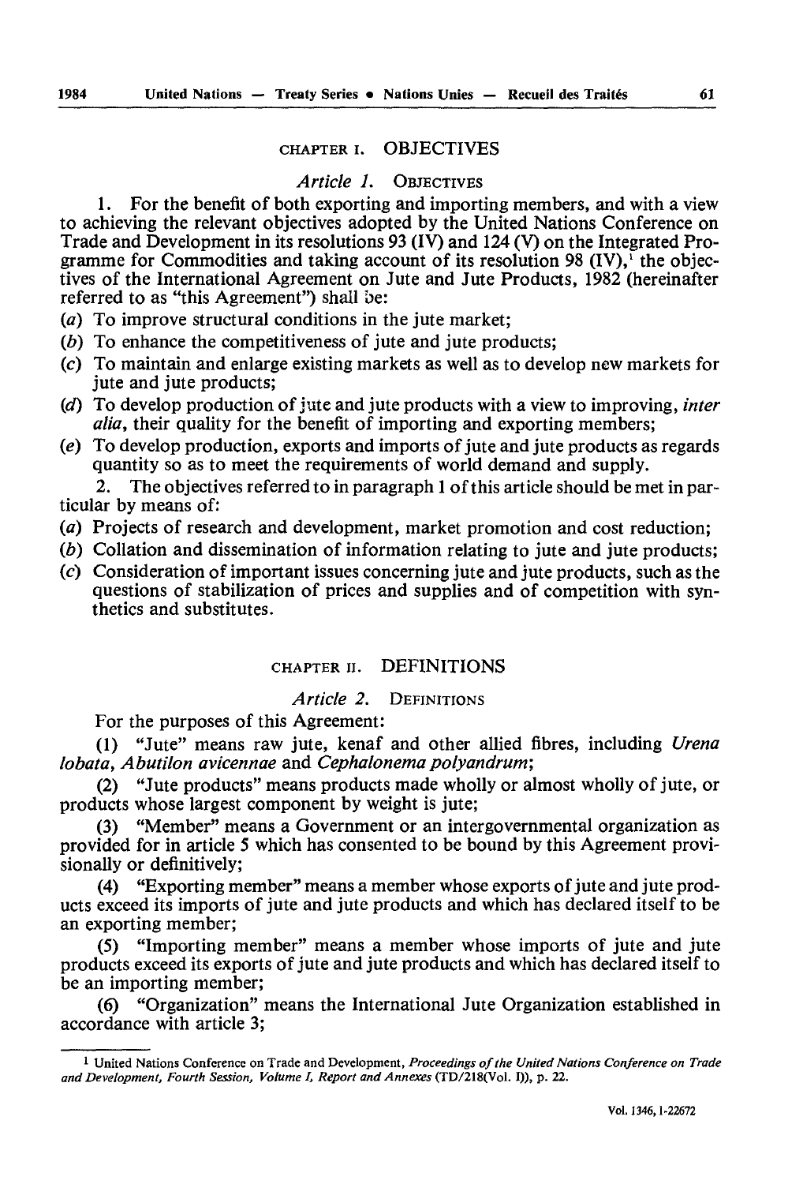## CHAPTER I. OBJECTIVES

### *Article 1.* OBJECTIVES

1. For the benefit of both exporting and importing members, and with a view to achieving the relevant objectives adopted by the United Nations Conference on Trade and Development in its resolutions 93 (IV) and 124 (V) on the Integrated Programme for Commodities and taking account of its resolution 98 (IV),[1] the objectives of the International Agreement on Jute and Jute Products, 1982 (hereinafter referred to as "this Agreement") shall be:

(*a*) To improve structural conditions in the jute market;

(*b*) To enhance the competitiveness of jute and jute products;

(*c*) To maintain and enlarge existing markets as well as to develop new markets for jute and jute products;

(*d*) To develop production of jute and jute products with a view to improving, *inter alia*, their quality for the benefit of importing and exporting members;

(*e*) To develop production, exports and imports of jute and jute products as regards quantity so as to meet the requirements of world demand and supply.

2. The objectives referred to in paragraph 1 of this article should be met in particular by means of:

(*a*) Projects of research and development, market promotion and cost reduction;

(*b*) Collation and dissemination of information relating to jute and jute products;

(*c*) Consideration of important issues concerning jute and jute products, such as the questions of stabilization of prices and supplies and of competition with synthetics and substitutes.

## CHAPTER II. DEFINITIONS

### *Article 2.* DEFINITIONS

For the purposes of this Agreement:

(1) "Jute" means raw jute, kenaf and other allied fibres, including *Urena lobata*, *Abutilon avicennae* and *Cephalonema polyandrum*;

(2) "Jute products" means products made wholly or almost wholly of jute, or products whose largest component by weight is jute;

(3) "Member" means a Government or an intergovernmental organization as provided for in article 5 which has consented to be bound by this Agreement provisionally or definitively;

(4) "Exporting member" means a member whose exports of jute and jute products exceed its imports of jute and jute products and which has declared itself to be an exporting member;

(5) "Importing member" means a member whose imports of jute and jute products exceed its exports of jute and jute products and which has declared itself to be an importing member;

(6) "Organization" means the International Jute Organization established in accordance with article 3;

---

[1] United Nations Conference on Trade and Development, *Proceedings of the United Nations Conference on Trade and Development, Fourth Session, Volume I, Report and Annexes* (TD/218(Vol. I)), p. 22.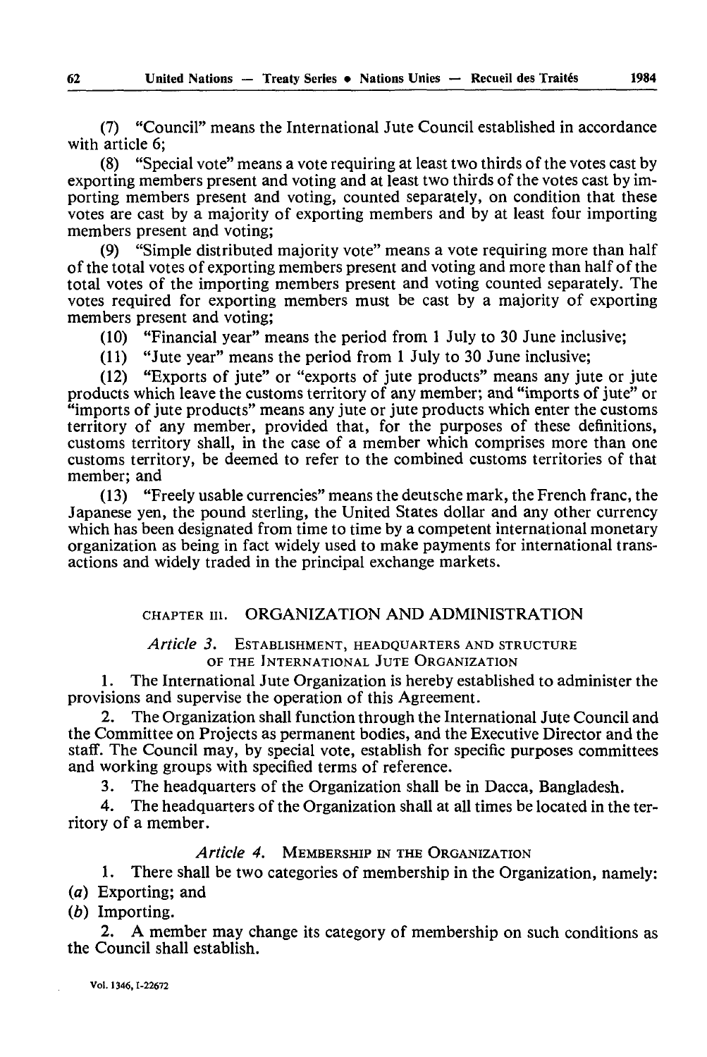(7) "Council" means the International Jute Council established in accordance with article 6;

(8) "Special vote" means a vote requiring at least two thirds of the votes cast by exporting members present and voting and at least two thirds of the votes cast by importing members present and voting, counted separately, on condition that these votes are cast by a majority of exporting members and by at least four importing members present and voting;

(9) "Simple distributed majority vote" means a vote requiring more than half of the total votes of exporting members present and voting and more than half of the total votes of the importing members present and voting counted separately. The votes required for exporting members must be cast by a majority of exporting members present and voting;

(10) "Financial year" means the period from 1 July to 30 June inclusive;

(11) "Jute year" means the period from 1 July to 30 June inclusive;

(12) "Exports of jute" or "exports of jute products" means any jute or jute products which leave the customs territory of any member; and "imports of jute" or "imports of jute products" means any jute or jute products which enter the customs territory of any member, provided that, for the purposes of these definitions, customs territory shall, in the case of a member which comprises more than one customs territory, be deemed to refer to the combined customs territories of that member; and

(13) "Freely usable currencies" means the deutsche mark, the French franc, the Japanese yen, the pound sterling, the United States dollar and any other currency which has been designated from time to time by a competent international monetary organization as being in fact widely used to make payments for international transactions and widely traded in the principal exchange markets.

## CHAPTER III. ORGANIZATION AND ADMINISTRATION

### *Article 3.* ESTABLISHMENT, HEADQUARTERS AND STRUCTURE OF THE INTERNATIONAL JUTE ORGANIZATION

1. The International Jute Organization is hereby established to administer the provisions and supervise the operation of this Agreement.

2. The Organization shall function through the International Jute Council and the Committee on Projects as permanent bodies, and the Executive Director and the staff. The Council may, by special vote, establish for specific purposes committees and working groups with specified terms of reference.

3. The headquarters of the Organization shall be in Dacca, Bangladesh.

4. The headquarters of the Organization shall at all times be located in the territory of a member.

### *Article 4.* MEMBERSHIP IN THE ORGANIZATION

1. There shall be two categories of membership in the Organization, namely:

(*a*) Exporting; and

(*b*) Importing.

2. A member may change its category of membership on such conditions as the Council shall establish.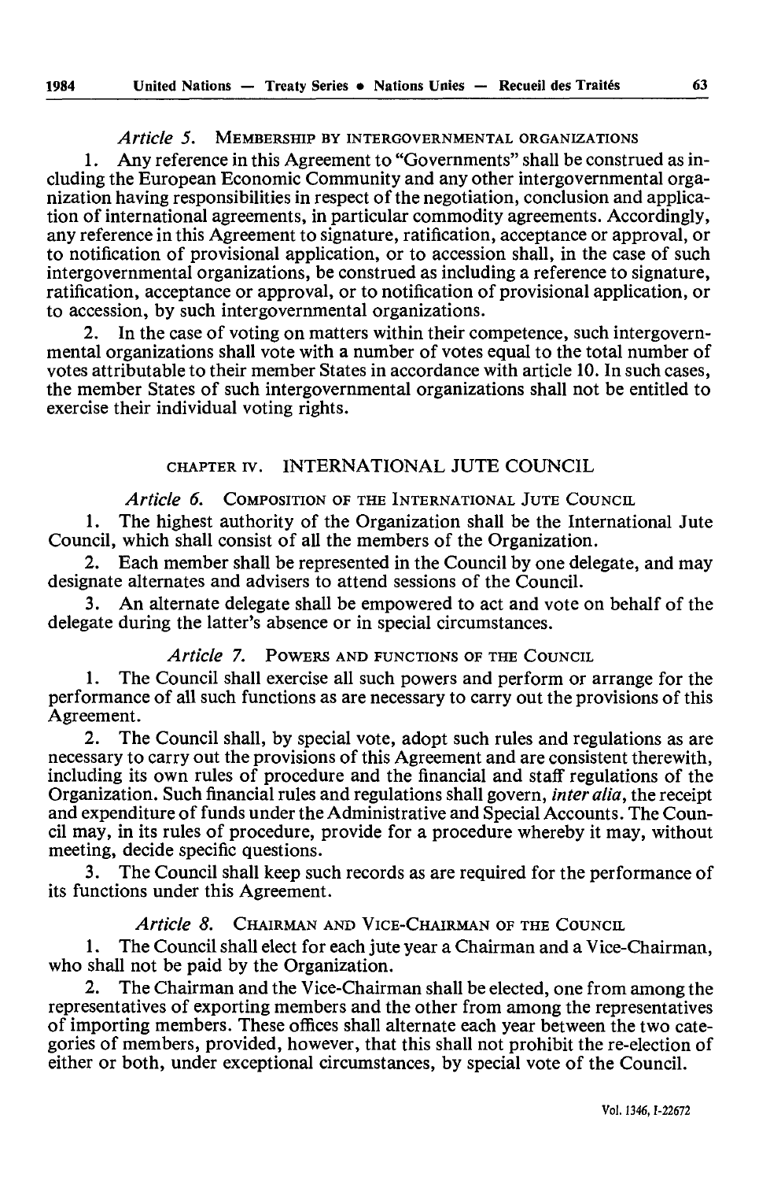### *Article 5.* MEMBERSHIP BY INTERGOVERNMENTAL ORGANIZATIONS

1. Any reference in this Agreement to "Governments" shall be construed as including the European Economic Community and any other intergovernmental organization having responsibilities in respect of the negotiation, conclusion and application of international agreements, in particular commodity agreements. Accordingly, any reference in this Agreement to signature, ratification, acceptance or approval, or to notification of provisional application, or to accession shall, in the case of such intergovernmental organizations, be construed as including a reference to signature, ratification, acceptance or approval, or to notification of provisional application, or to accession, by such intergovernmental organizations.

2. In the case of voting on matters within their competence, such intergovernmental organizations shall vote with a number of votes equal to the total number of votes attributable to their member States in accordance with article 10. In such cases, the member States of such intergovernmental organizations shall not be entitled to exercise their individual voting rights.

## CHAPTER IV. INTERNATIONAL JUTE COUNCIL

### *Article 6.* COMPOSITION OF THE INTERNATIONAL JUTE COUNCIL

1. The highest authority of the Organization shall be the International Jute Council, which shall consist of all the members of the Organization.

2. Each member shall be represented in the Council by one delegate, and may designate alternates and advisers to attend sessions of the Council.

3. An alternate delegate shall be empowered to act and vote on behalf of the delegate during the latter's absence or in special circumstances.

### *Article 7.* POWERS AND FUNCTIONS OF THE COUNCIL

1. The Council shall exercise all such powers and perform or arrange for the performance of all such functions as are necessary to carry out the provisions of this Agreement.

2. The Council shall, by special vote, adopt such rules and regulations as are necessary to carry out the provisions of this Agreement and are consistent therewith, including its own rules of procedure and the financial and staff regulations of the Organization. Such financial rules and regulations shall govern, *inter alia*, the receipt and expenditure of funds under the Administrative and Special Accounts. The Council may, in its rules of procedure, provide for a procedure whereby it may, without meeting, decide specific questions.

3. The Council shall keep such records as are required for the performance of its functions under this Agreement.

### *Article 8.* CHAIRMAN AND VICE-CHAIRMAN OF THE COUNCIL

1. The Council shall elect for each jute year a Chairman and a Vice-Chairman, who shall not be paid by the Organization.

2. The Chairman and the Vice-Chairman shall be elected, one from among the representatives of exporting members and the other from among the representatives of importing members. These offices shall alternate each year between the two categories of members, provided, however, that this shall not prohibit the re-election of either or both, under exceptional circumstances, by special vote of the Council.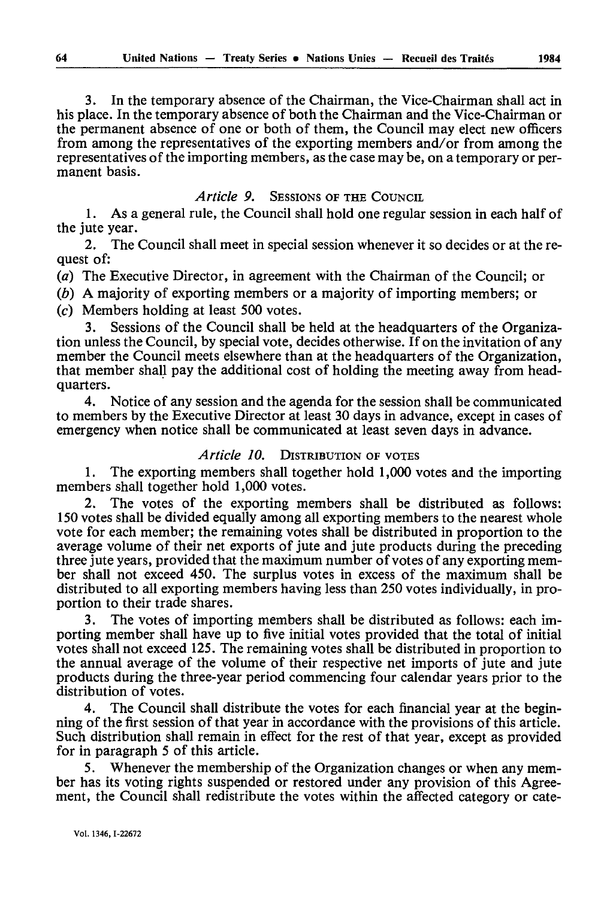3. In the temporary absence of the Chairman, the Vice-Chairman shall act in his place. In the temporary absence of both the Chairman and the Vice-Chairman or the permanent absence of one or both of them, the Council may elect new officers from among the representatives of the exporting members and/or from among the representatives of the importing members, as the case may be, on a temporary or permanent basis.

### *Article 9.* SESSIONS OF THE COUNCIL

1. As a general rule, the Council shall hold one regular session in each half of the jute year.

2. The Council shall meet in special session whenever it so decides or at the request of:

(*a*) The Executive Director, in agreement with the Chairman of the Council; or

(*b*) A majority of exporting members or a majority of importing members; or

(*c*) Members holding at least 500 votes.

3. Sessions of the Council shall be held at the headquarters of the Organization unless the Council, by special vote, decides otherwise. If on the invitation of any member the Council meets elsewhere than at the headquarters of the Organization, that member shall pay the additional cost of holding the meeting away from headquarters.

4. Notice of any session and the agenda for the session shall be communicated to members by the Executive Director at least 30 days in advance, except in cases of emergency when notice shall be communicated at least seven days in advance.

### *Article 10.* DISTRIBUTION OF VOTES

1. The exporting members shall together hold 1,000 votes and the importing members shall together hold 1,000 votes.

2. The votes of the exporting members shall be distributed as follows: 150 votes shall be divided equally among all exporting members to the nearest whole vote for each member; the remaining votes shall be distributed in proportion to the average volume of their net exports of jute and jute products during the preceding three jute years, provided that the maximum number of votes of any exporting member shall not exceed 450. The surplus votes in excess of the maximum shall be distributed to all exporting members having less than 250 votes individually, in proportion to their trade shares.

3. The votes of importing members shall be distributed as follows: each importing member shall have up to five initial votes provided that the total of initial votes shall not exceed 125. The remaining votes shall be distributed in proportion to the annual average of the volume of their respective net imports of jute and jute products during the three-year period commencing four calendar years prior to the distribution of votes.

4. The Council shall distribute the votes for each financial year at the beginning of the first session of that year in accordance with the provisions of this article. Such distribution shall remain in effect for the rest of that year, except as provided for in paragraph 5 of this article.

5. Whenever the membership of the Organization changes or when any member has its voting rights suspended or restored under any provision of this Agreement, the Council shall redistribute the votes within the affected category or cate-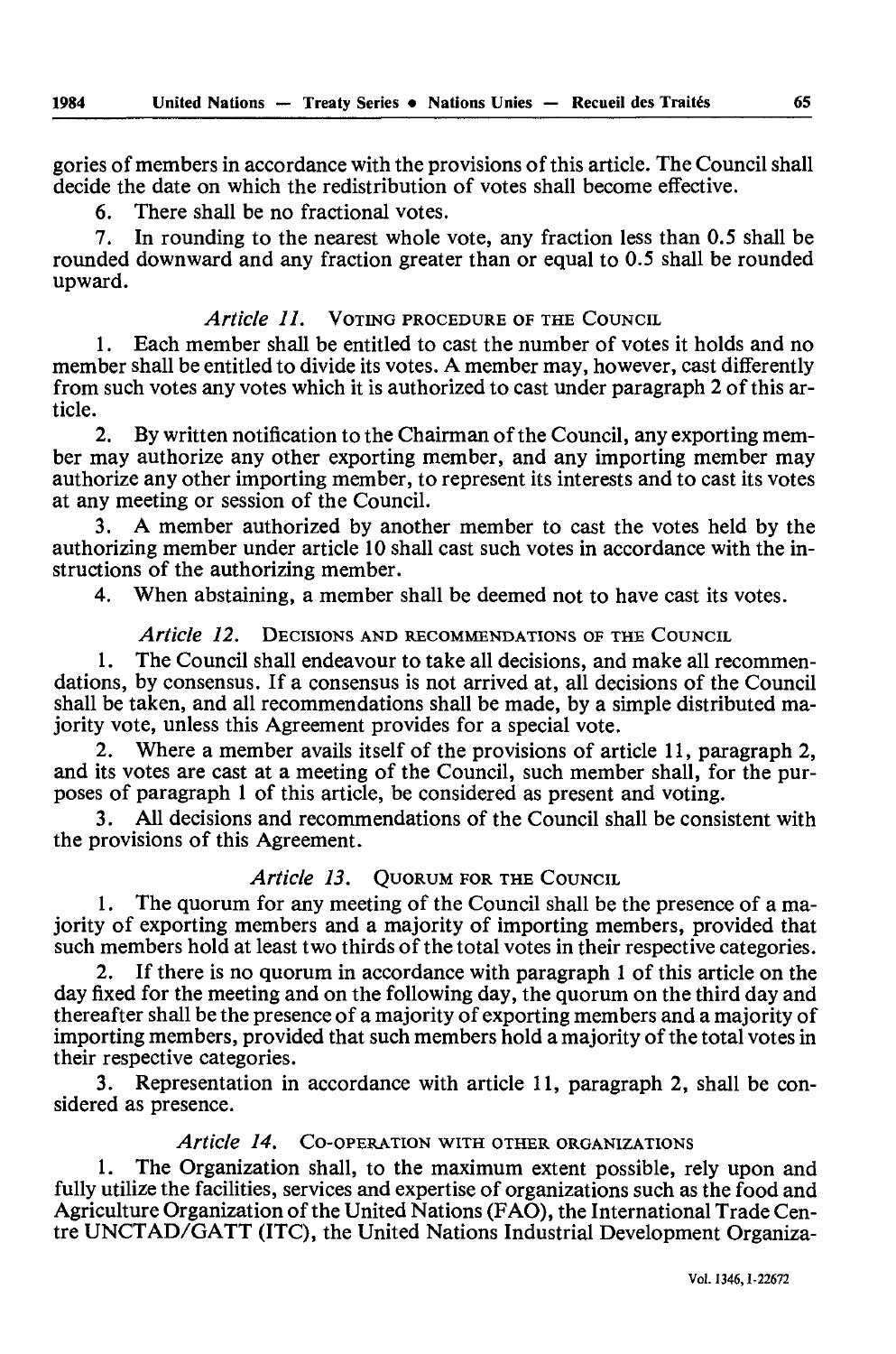gories of members in accordance with the provisions of this article. The Council shall decide the date on which the redistribution of votes shall become effective.

6. There shall be no fractional votes.

7. In rounding to the nearest whole vote, any fraction less than 0.5 shall be rounded downward and any fraction greater than or equal to 0.5 shall be rounded upward.

### *Article 11.* VOTING PROCEDURE OF THE COUNCIL

1. Each member shall be entitled to cast the number of votes it holds and no member shall be entitled to divide its votes. A member may, however, cast differently from such votes any votes which it is authorized to cast under paragraph 2 of this article.

2. By written notification to the Chairman of the Council, any exporting member may authorize any other exporting member, and any importing member may authorize any other importing member, to represent its interests and to cast its votes at any meeting or session of the Council.

3. A member authorized by another member to cast the votes held by the authorizing member under article 10 shall cast such votes in accordance with the instructions of the authorizing member.

4. When abstaining, a member shall be deemed not to have cast its votes.

### *Article 12.* DECISIONS AND RECOMMENDATIONS OF THE COUNCIL

1. The Council shall endeavour to take all decisions, and make all recommendations, by consensus. If a consensus is not arrived at, all decisions of the Council shall be taken, and all recommendations shall be made, by a simple distributed majority vote, unless this Agreement provides for a special vote.

2. Where a member avails itself of the provisions of article 11, paragraph 2, and its votes are cast at a meeting of the Council, such member shall, for the purposes of paragraph 1 of this article, be considered as present and voting.

3. All decisions and recommendations of the Council shall be consistent with the provisions of this Agreement.

### *Article 13.* QUORUM FOR THE COUNCIL

1. The quorum for any meeting of the Council shall be the presence of a majority of exporting members and a majority of importing members, provided that such members hold at least two thirds of the total votes in their respective categories.

2. If there is no quorum in accordance with paragraph 1 of this article on the day fixed for the meeting and on the following day, the quorum on the third day and thereafter shall be the presence of a majority of exporting members and a majority of importing members, provided that such members hold a majority of the total votes in their respective categories.

3. Representation in accordance with article 11, paragraph 2, shall be considered as presence.

### *Article 14.* CO-OPERATION WITH OTHER ORGANIZATIONS

1. The Organization shall, to the maximum extent possible, rely upon and fully utilize the facilities, services and expertise of organizations such as the food and Agriculture Organization of the United Nations (FAO), the International Trade Centre UNCTAD/GATT (ITC), the United Nations Industrial Development Organiza-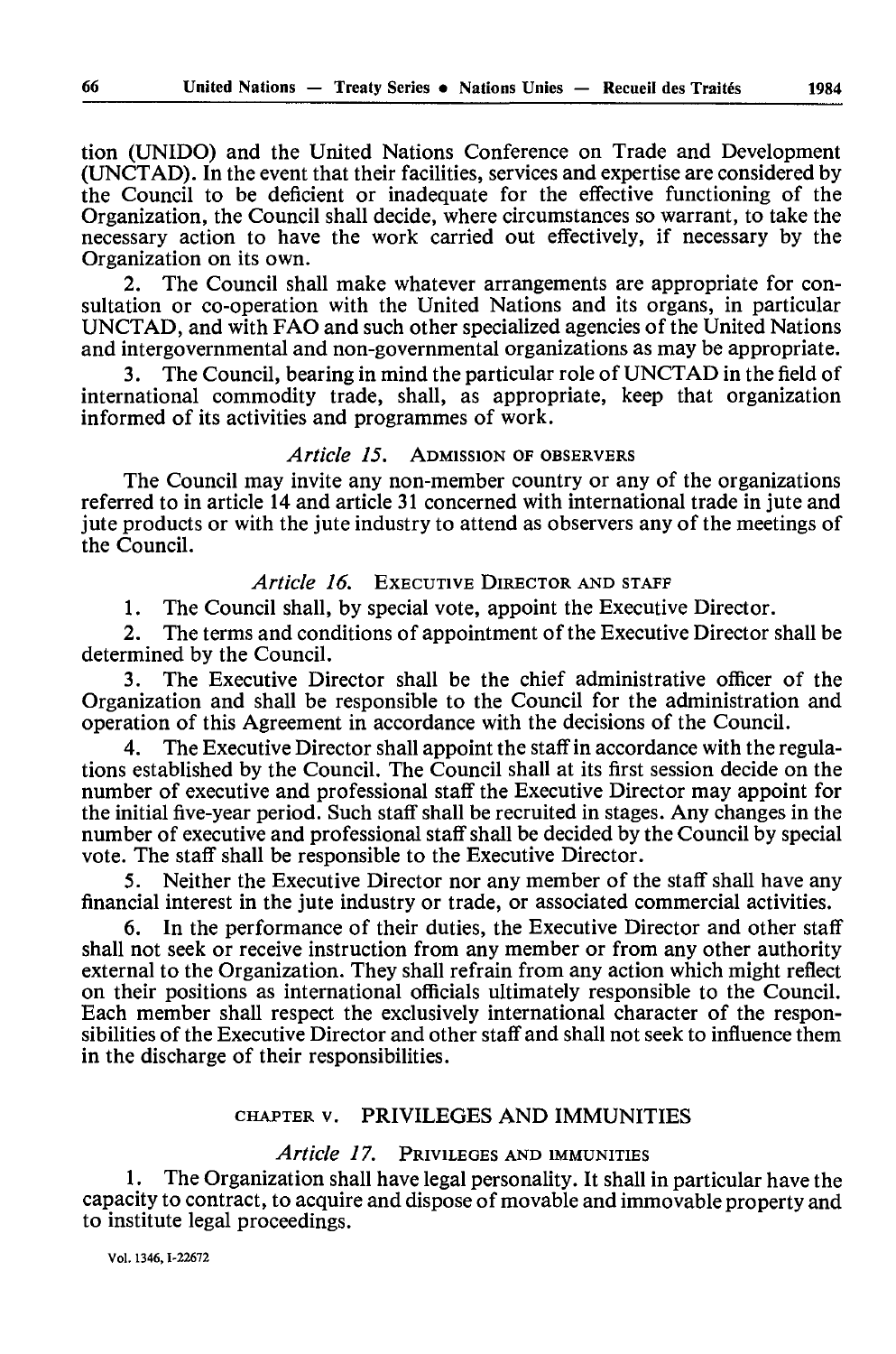tion (UNIDO) and the United Nations Conference on Trade and Development (UNCTAD). In the event that their facilities, services and expertise are considered by the Council to be deficient or inadequate for the effective functioning of the Organization, the Council shall decide, where circumstances so warrant, to take the necessary action to have the work carried out effectively, if necessary by the Organization on its own.

2. The Council shall make whatever arrangements are appropriate for consultation or co-operation with the United Nations and its organs, in particular UNCTAD, and with FAO and such other specialized agencies of the United Nations and intergovernmental and non-governmental organizations as may be appropriate.

3. The Council, bearing in mind the particular role of UNCTAD in the field of international commodity trade, shall, as appropriate, keep that organization informed of its activities and programmes of work.

### *Article 15.* ADMISSION OF OBSERVERS

The Council may invite any non-member country or any of the organizations referred to in article 14 and article 31 concerned with international trade in jute and jute products or with the jute industry to attend as observers any of the meetings of the Council.

### *Article 16.* EXECUTIVE DIRECTOR AND STAFF

1. The Council shall, by special vote, appoint the Executive Director.

2. The terms and conditions of appointment of the Executive Director shall be determined by the Council.

3. The Executive Director shall be the chief administrative officer of the Organization and shall be responsible to the Council for the administration and operation of this Agreement in accordance with the decisions of the Council.

4. The Executive Director shall appoint the staff in accordance with the regulations established by the Council. The Council shall at its first session decide on the number of executive and professional staff the Executive Director may appoint for the initial five-year period. Such staff shall be recruited in stages. Any changes in the number of executive and professional staff shall be decided by the Council by special vote. The staff shall be responsible to the Executive Director.

5. Neither the Executive Director nor any member of the staff shall have any financial interest in the jute industry or trade, or associated commercial activities.

6. In the performance of their duties, the Executive Director and other staff shall not seek or receive instruction from any member or from any other authority external to the Organization. They shall refrain from any action which might reflect on their positions as international officials ultimately responsible to the Council. Each member shall respect the exclusively international character of the responsibilities of the Executive Director and other staff and shall not seek to influence them in the discharge of their responsibilities.

## CHAPTER V. PRIVILEGES AND IMMUNITIES

### *Article 17.* PRIVILEGES AND IMMUNITIES

1. The Organization shall have legal personality. It shall in particular have the capacity to contract, to acquire and dispose of movable and immovable property and to institute legal proceedings.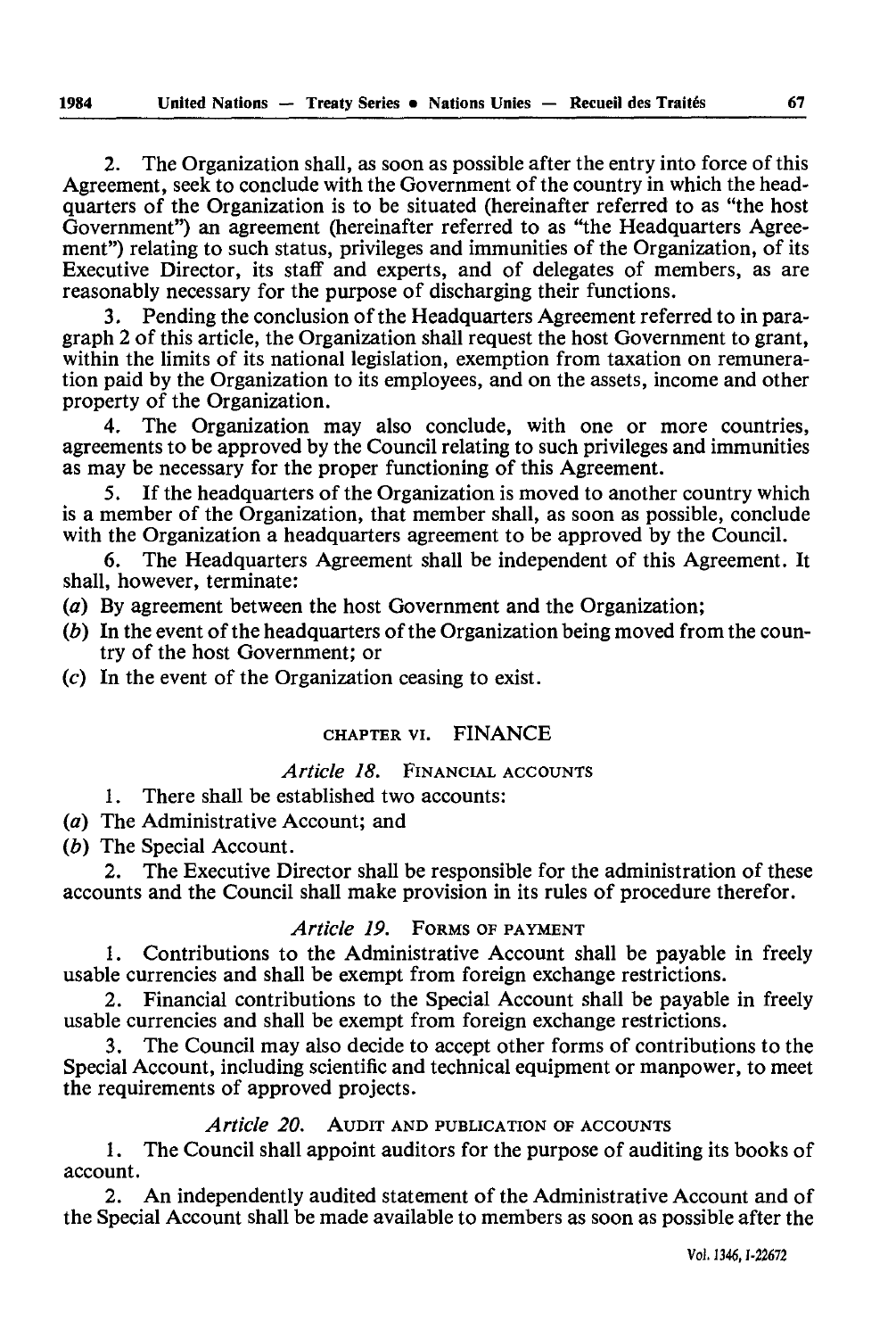2. The Organization shall, as soon as possible after the entry into force of this Agreement, seek to conclude with the Government of the country in which the headquarters of the Organization is to be situated (hereinafter referred to as "the host Government") an agreement (hereinafter referred to as "the Headquarters Agreement") relating to such status, privileges and immunities of the Organization, of its Executive Director, its staff and experts, and of delegates of members, as are reasonably necessary for the purpose of discharging their functions.

3. Pending the conclusion of the Headquarters Agreement referred to in paragraph 2 of this article, the Organization shall request the host Government to grant, within the limits of its national legislation, exemption from taxation on remuneration paid by the Organization to its employees, and on the assets, income and other property of the Organization.

4. The Organization may also conclude, with one or more countries, agreements to be approved by the Council relating to such privileges and immunities as may be necessary for the proper functioning of this Agreement.

5. If the headquarters of the Organization is moved to another country which is a member of the Organization, that member shall, as soon as possible, conclude with the Organization a headquarters agreement to be approved by the Council.

6. The Headquarters Agreement shall be independent of this Agreement. It shall, however, terminate:

(*a*) By agreement between the host Government and the Organization;

(*b*) In the event of the headquarters of the Organization being moved from the country of the host Government; or

(*c*) In the event of the Organization ceasing to exist.

## CHAPTER VI. FINANCE

### *Article 18.* FINANCIAL ACCOUNTS

1. There shall be established two accounts:

(*a*) The Administrative Account; and

(*b*) The Special Account.

2. The Executive Director shall be responsible for the administration of these accounts and the Council shall make provision in its rules of procedure therefor.

### *Article 19.* FORMS OF PAYMENT

1. Contributions to the Administrative Account shall be payable in freely usable currencies and shall be exempt from foreign exchange restrictions.

2. Financial contributions to the Special Account shall be payable in freely usable currencies and shall be exempt from foreign exchange restrictions.

3. The Council may also decide to accept other forms of contributions to the Special Account, including scientific and technical equipment or manpower, to meet the requirements of approved projects.

### *Article 20.* AUDIT AND PUBLICATION OF ACCOUNTS

1. The Council shall appoint auditors for the purpose of auditing its books of account.

2. An independently audited statement of the Administrative Account and of the Special Account shall be made available to members as soon as possible after the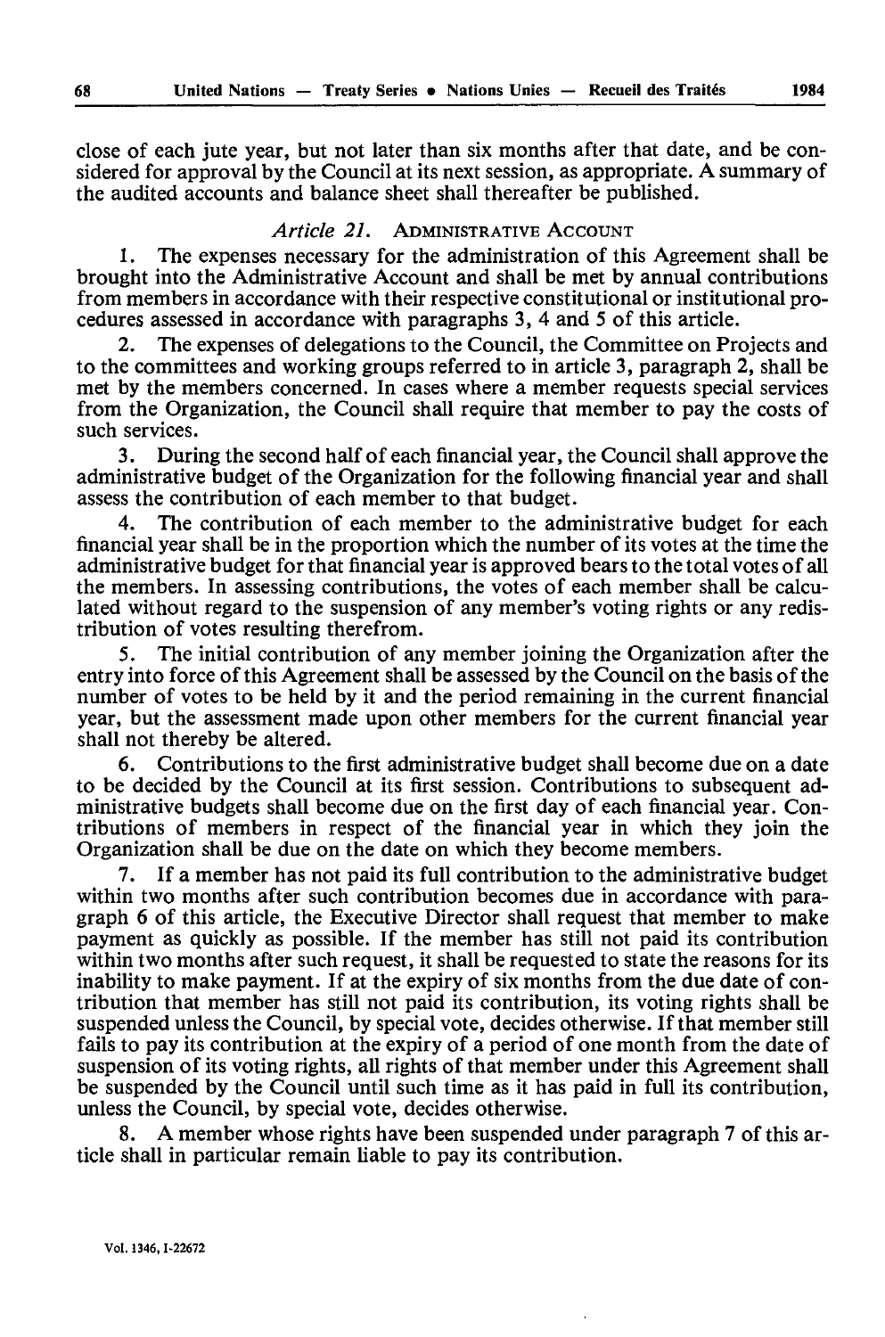close of each jute year, but not later than six months after that date, and be considered for approval by the Council at its next session, as appropriate. A summary of the audited accounts and balance sheet shall thereafter be published.

### *Article 21.* ADMINISTRATIVE ACCOUNT

1. The expenses necessary for the administration of this Agreement shall be brought into the Administrative Account and shall be met by annual contributions from members in accordance with their respective constitutional or institutional procedures assessed in accordance with paragraphs 3, 4 and 5 of this article.

2. The expenses of delegations to the Council, the Committee on Projects and to the committees and working groups referred to in article 3, paragraph 2, shall be met by the members concerned. In cases where a member requests special services from the Organization, the Council shall require that member to pay the costs of such services.

3. During the second half of each financial year, the Council shall approve the administrative budget of the Organization for the following financial year and shall assess the contribution of each member to that budget.

4. The contribution of each member to the administrative budget for each financial year shall be in the proportion which the number of its votes at the time the administrative budget for that financial year is approved bears to the total votes of all the members. In assessing contributions, the votes of each member shall be calculated without regard to the suspension of any member's voting rights or any redistribution of votes resulting therefrom.

5. The initial contribution of any member joining the Organization after the entry into force of this Agreement shall be assessed by the Council on the basis of the number of votes to be held by it and the period remaining in the current financial year, but the assessment made upon other members for the current financial year shall not thereby be altered.

6. Contributions to the first administrative budget shall become due on a date to be decided by the Council at its first session. Contributions to subsequent administrative budgets shall become due on the first day of each financial year. Contributions of members in respect of the financial year in which they join the Organization shall be due on the date on which they become members.

7. If a member has not paid its full contribution to the administrative budget within two months after such contribution becomes due in accordance with paragraph 6 of this article, the Executive Director shall request that member to make payment as quickly as possible. If the member has still not paid its contribution within two months after such request, it shall be requested to state the reasons for its inability to make payment. If at the expiry of six months from the due date of contribution that member has still not paid its contribution, its voting rights shall be suspended unless the Council, by special vote, decides otherwise. If that member still fails to pay its contribution at the expiry of a period of one month from the date of suspension of its voting rights, all rights of that member under this Agreement shall be suspended by the Council until such time as it has paid in full its contribution, unless the Council, by special vote, decides otherwise.

8. A member whose rights have been suspended under paragraph 7 of this article shall in particular remain liable to pay its contribution.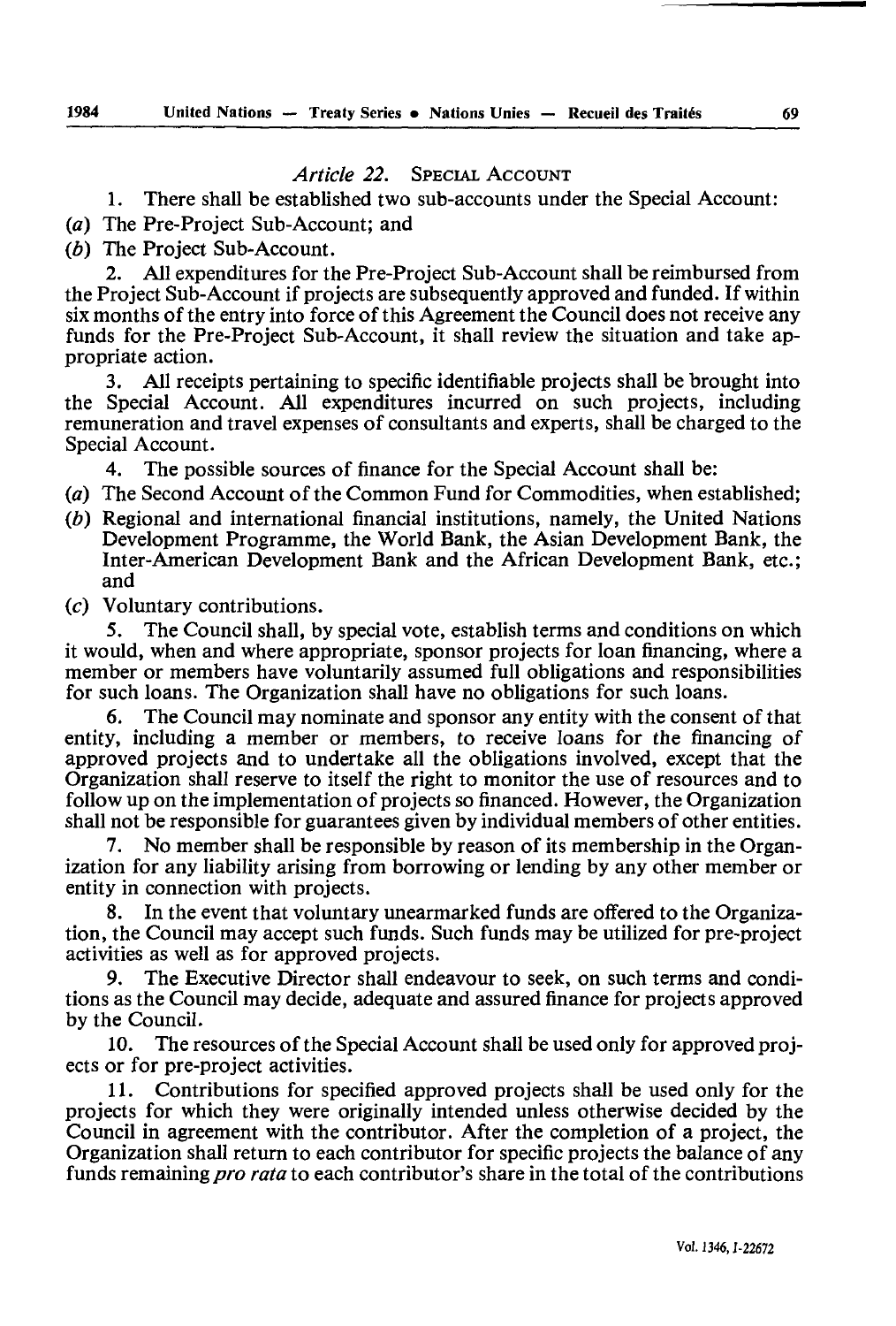## *Article 22.* SPECIAL ACCOUNT

1. There shall be established two sub-accounts under the Special Account:

(*a*) The Pre-Project Sub-Account; and

(*b*) The Project Sub-Account.

2. All expenditures for the Pre-Project Sub-Account shall be reimbursed from the Project Sub-Account if projects are subsequently approved and funded. If within six months of the entry into force of this Agreement the Council does not receive any funds for the Pre-Project Sub-Account, it shall review the situation and take appropriate action.

3. All receipts pertaining to specific identifiable projects shall be brought into the Special Account. All expenditures incurred on such projects, including remuneration and travel expenses of consultants and experts, shall be charged to the Special Account.

4. The possible sources of finance for the Special Account shall be:

(*a*) The Second Account of the Common Fund for Commodities, when established;

(*b*) Regional and international financial institutions, namely, the United Nations Development Programme, the World Bank, the Asian Development Bank, the Inter-American Development Bank and the African Development Bank, etc.; and

(*c*) Voluntary contributions.

5. The Council shall, by special vote, establish terms and conditions on which it would, when and where appropriate, sponsor projects for loan financing, where a member or members have voluntarily assumed full obligations and responsibilities for such loans. The Organization shall have no obligations for such loans.

6. The Council may nominate and sponsor any entity with the consent of that entity, including a member or members, to receive loans for the financing of approved projects and to undertake all the obligations involved, except that the Organization shall reserve to itself the right to monitor the use of resources and to follow up on the implementation of projects so financed. However, the Organization shall not be responsible for guarantees given by individual members of other entities.

7. No member shall be responsible by reason of its membership in the Organization for any liability arising from borrowing or lending by any other member or entity in connection with projects.

8. In the event that voluntary unearmarked funds are offered to the Organization, the Council may accept such funds. Such funds may be utilized for pre-project activities as well as for approved projects.

9. The Executive Director shall endeavour to seek, on such terms and conditions as the Council may decide, adequate and assured finance for projects approved by the Council.

10. The resources of the Special Account shall be used only for approved projects or for pre-project activities.

11. Contributions for specified approved projects shall be used only for the projects for which they were originally intended unless otherwise decided by the Council in agreement with the contributor. After the completion of a project, the Organization shall return to each contributor for specific projects the balance of any funds remaining *pro rata* to each contributor's share in the total of the contributions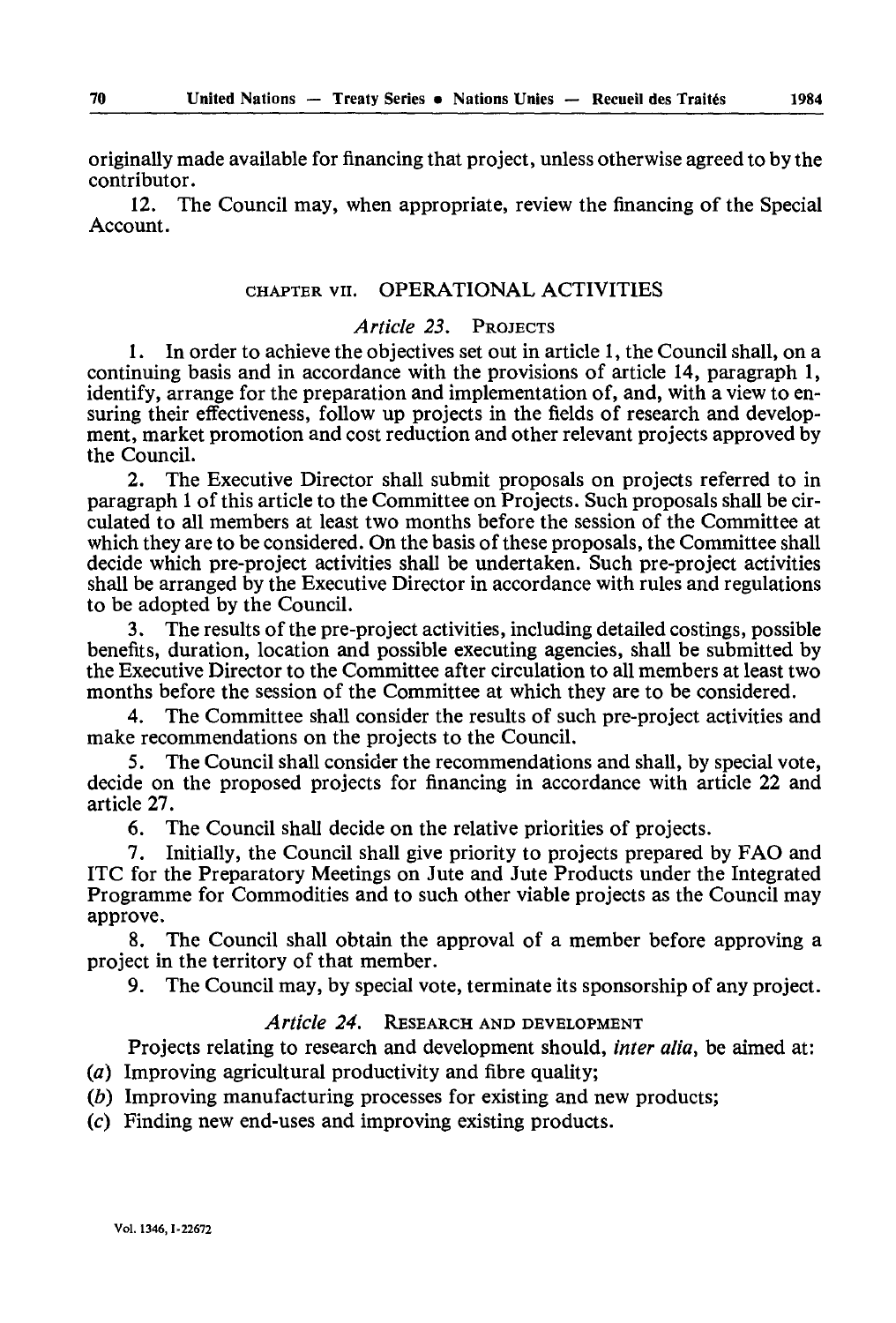originally made available for financing that project, unless otherwise agreed to by the contributor.

12. The Council may, when appropriate, review the financing of the Special Account.

## CHAPTER VII. OPERATIONAL ACTIVITIES

### *Article 23.* PROJECTS

1. In order to achieve the objectives set out in article 1, the Council shall, on a continuing basis and in accordance with the provisions of article 14, paragraph 1, identify, arrange for the preparation and implementation of, and, with a view to ensuring their effectiveness, follow up projects in the fields of research and development, market promotion and cost reduction and other relevant projects approved by the Council.

2. The Executive Director shall submit proposals on projects referred to in paragraph 1 of this article to the Committee on Projects. Such proposals shall be circulated to all members at least two months before the session of the Committee at which they are to be considered. On the basis of these proposals, the Committee shall decide which pre-project activities shall be undertaken. Such pre-project activities shall be arranged by the Executive Director in accordance with rules and regulations to be adopted by the Council.

3. The results of the pre-project activities, including detailed costings, possible benefits, duration, location and possible executing agencies, shall be submitted by the Executive Director to the Committee after circulation to all members at least two months before the session of the Committee at which they are to be considered.

4. The Committee shall consider the results of such pre-project activities and make recommendations on the projects to the Council.

5. The Council shall consider the recommendations and shall, by special vote, decide on the proposed projects for financing in accordance with article 22 and article 27.

6. The Council shall decide on the relative priorities of projects.

7. Initially, the Council shall give priority to projects prepared by FAO and ITC for the Preparatory Meetings on Jute and Jute Products under the Integrated Programme for Commodities and to such other viable projects as the Council may approve.

8. The Council shall obtain the approval of a member before approving a project in the territory of that member.

9. The Council may, by special vote, terminate its sponsorship of any project.

### *Article 24.* RESEARCH AND DEVELOPMENT

Projects relating to research and development should, *inter alia*, be aimed at:

(*a*) Improving agricultural productivity and fibre quality;

(*b*) Improving manufacturing processes for existing and new products;

(*c*) Finding new end-uses and improving existing products.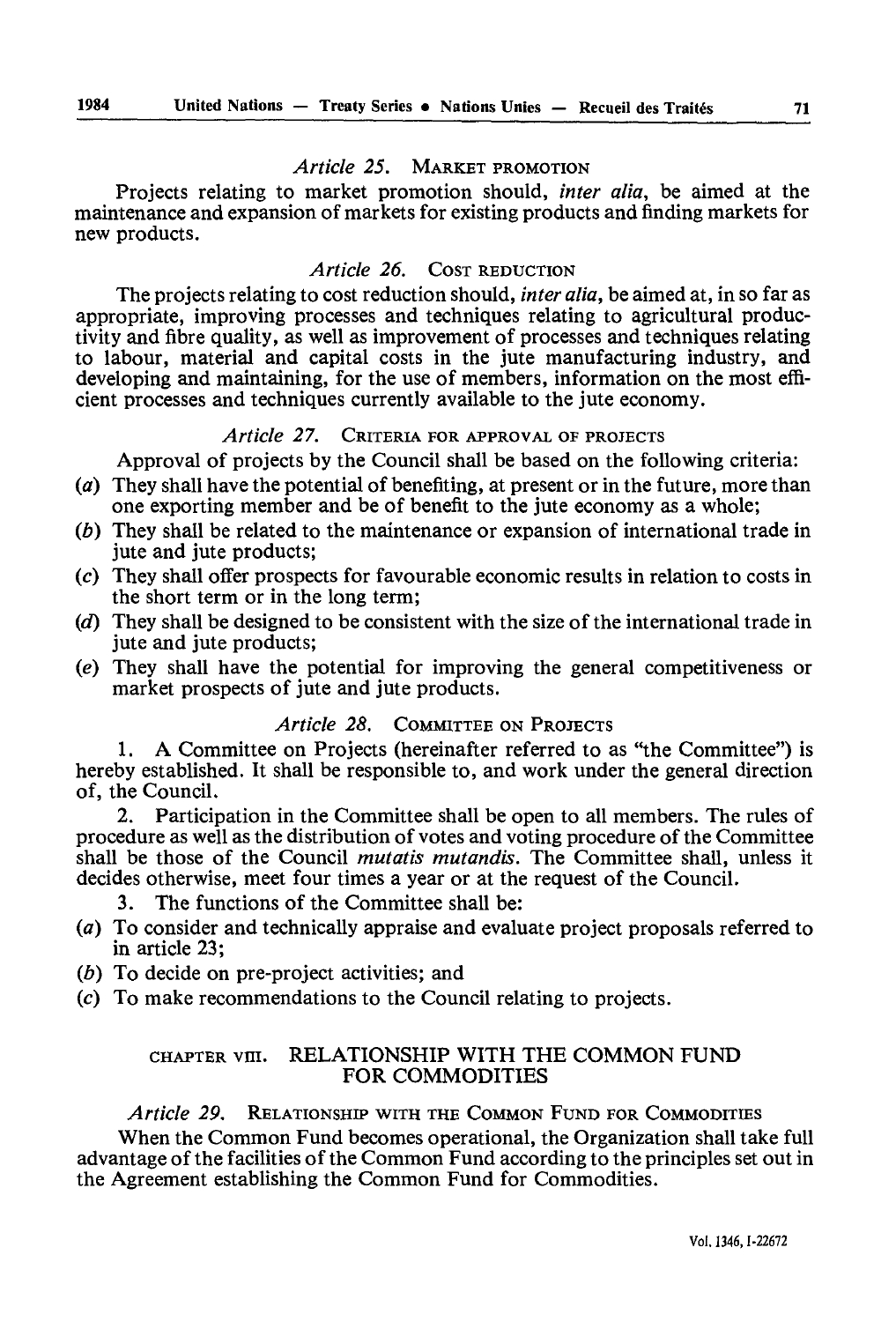### *Article 25.* MARKET PROMOTION

Projects relating to market promotion should, *inter alia*, be aimed at the maintenance and expansion of markets for existing products and finding markets for new products.

### *Article 26.* COST REDUCTION

The projects relating to cost reduction should, *inter alia*, be aimed at, in so far as appropriate, improving processes and techniques relating to agricultural productivity and fibre quality, as well as improvement of processes and techniques relating to labour, material and capital costs in the jute manufacturing industry, and developing and maintaining, for the use of members, information on the most efficient processes and techniques currently available to the jute economy.

### *Article 27.* CRITERIA FOR APPROVAL OF PROJECTS

Approval of projects by the Council shall be based on the following criteria:

(*a*) They shall have the potential of benefiting, at present or in the future, more than one exporting member and be of benefit to the jute economy as a whole;

(*b*) They shall be related to the maintenance or expansion of international trade in jute and jute products;

(*c*) They shall offer prospects for favourable economic results in relation to costs in the short term or in the long term;

(*d*) They shall be designed to be consistent with the size of the international trade in jute and jute products;

(*e*) They shall have the potential for improving the general competitiveness or market prospects of jute and jute products.

### *Article 28.* COMMITTEE ON PROJECTS

1. A Committee on Projects (hereinafter referred to as "the Committee") is hereby established. It shall be responsible to, and work under the general direction of, the Council.

2. Participation in the Committee shall be open to all members. The rules of procedure as well as the distribution of votes and voting procedure of the Committee shall be those of the Council *mutatis mutandis*. The Committee shall, unless it decides otherwise, meet four times a year or at the request of the Council.

3. The functions of the Committee shall be:

(*a*) To consider and technically appraise and evaluate project proposals referred to in article 23;

(*b*) To decide on pre-project activities; and

(*c*) To make recommendations to the Council relating to projects.

## CHAPTER VIII. RELATIONSHIP WITH THE COMMON FUND FOR COMMODITIES

### *Article 29.* RELATIONSHIP WITH THE COMMON FUND FOR COMMODITIES

When the Common Fund becomes operational, the Organization shall take full advantage of the facilities of the Common Fund according to the principles set out in the Agreement establishing the Common Fund for Commodities.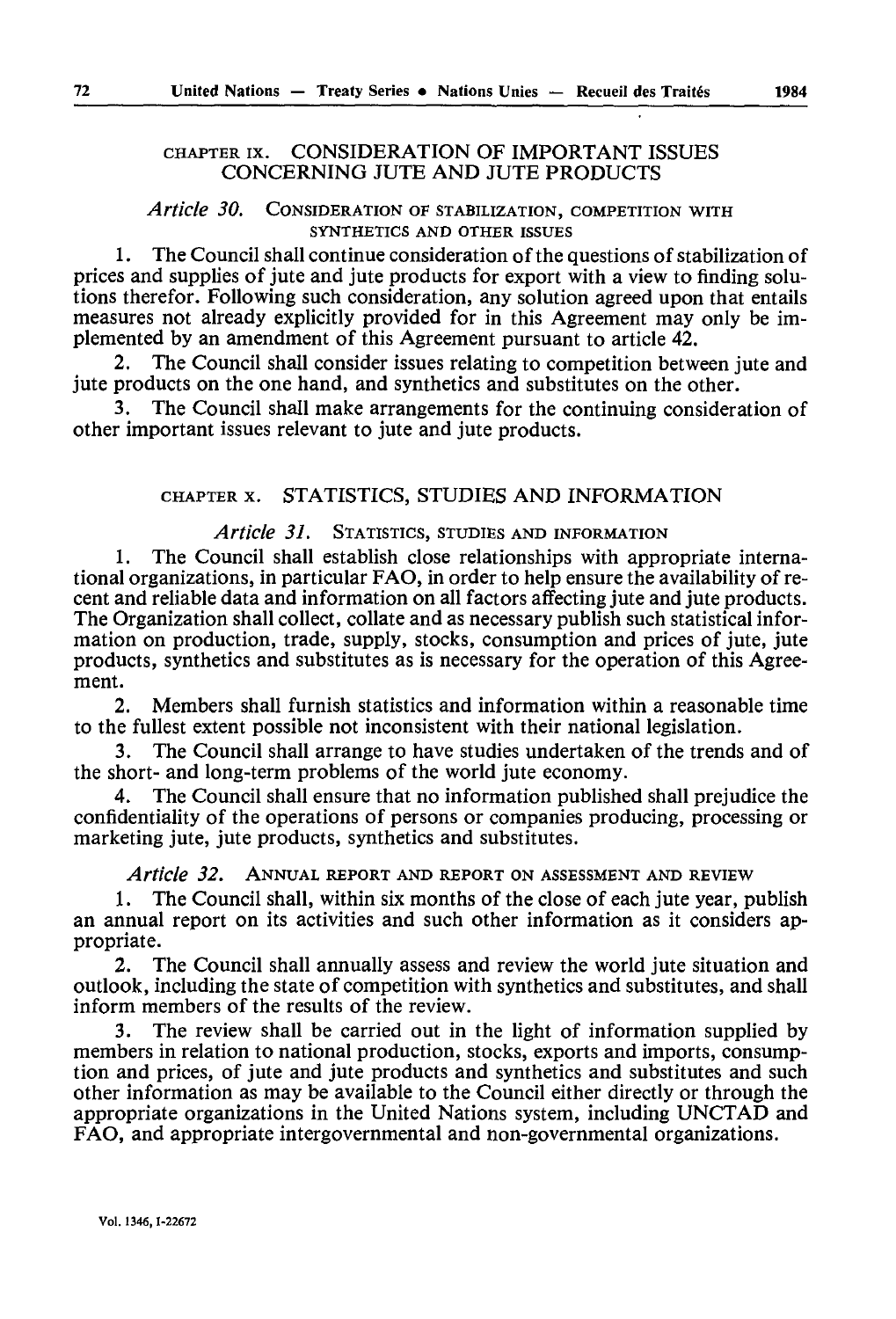## CHAPTER IX. CONSIDERATION OF IMPORTANT ISSUES CONCERNING JUTE AND JUTE PRODUCTS

### *Article 30.* CONSIDERATION OF STABILIZATION, COMPETITION WITH SYNTHETICS AND OTHER ISSUES

1. The Council shall continue consideration of the questions of stabilization of prices and supplies of jute and jute products for export with a view to finding solutions therefor. Following such consideration, any solution agreed upon that entails measures not already explicitly provided for in this Agreement may only be implemented by an amendment of this Agreement pursuant to article 42.

2. The Council shall consider issues relating to competition between jute and jute products on the one hand, and synthetics and substitutes on the other.

3. The Council shall make arrangements for the continuing consideration of other important issues relevant to jute and jute products.

## CHAPTER X. STATISTICS, STUDIES AND INFORMATION

### *Article 31.* STATISTICS, STUDIES AND INFORMATION

1. The Council shall establish close relationships with appropriate international organizations, in particular FAO, in order to help ensure the availability of recent and reliable data and information on all factors affecting jute and jute products. The Organization shall collect, collate and as necessary publish such statistical information on production, trade, supply, stocks, consumption and prices of jute, jute products, synthetics and substitutes as is necessary for the operation of this Agreement.

2. Members shall furnish statistics and information within a reasonable time to the fullest extent possible not inconsistent with their national legislation.

3. The Council shall arrange to have studies undertaken of the trends and of the short- and long-term problems of the world jute economy.

4. The Council shall ensure that no information published shall prejudice the confidentiality of the operations of persons or companies producing, processing or marketing jute, jute products, synthetics and substitutes.

### *Article 32.* ANNUAL REPORT AND REPORT ON ASSESSMENT AND REVIEW

1. The Council shall, within six months of the close of each jute year, publish an annual report on its activities and such other information as it considers appropriate.

2. The Council shall annually assess and review the world jute situation and outlook, including the state of competition with synthetics and substitutes, and shall inform members of the results of the review.

3. The review shall be carried out in the light of information supplied by members in relation to national production, stocks, exports and imports, consumption and prices, of jute and jute products and synthetics and substitutes and such other information as may be available to the Council either directly or through the appropriate organizations in the United Nations system, including UNCTAD and FAO, and appropriate intergovernmental and non-governmental organizations.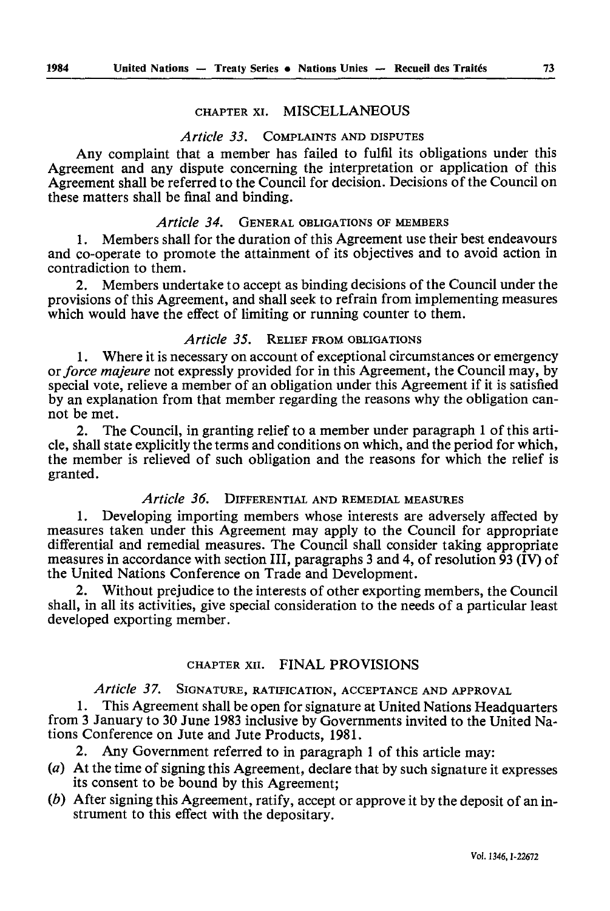## CHAPTER XI. MISCELLANEOUS

### *Article 33.* COMPLAINTS AND DISPUTES

Any complaint that a member has failed to fulfil its obligations under this Agreement and any dispute concerning the interpretation or application of this Agreement shall be referred to the Council for decision. Decisions of the Council on these matters shall be final and binding.

### *Article 34.* GENERAL OBLIGATIONS OF MEMBERS

1. Members shall for the duration of this Agreement use their best endeavours and co-operate to promote the attainment of its objectives and to avoid action in contradiction to them.

2. Members undertake to accept as binding decisions of the Council under the provisions of this Agreement, and shall seek to refrain from implementing measures which would have the effect of limiting or running counter to them.

### *Article 35.* RELIEF FROM OBLIGATIONS

1. Where it is necessary on account of exceptional circumstances or emergency or *force majeure* not expressly provided for in this Agreement, the Council may, by special vote, relieve a member of an obligation under this Agreement if it is satisfied by an explanation from that member regarding the reasons why the obligation cannot be met.

2. The Council, in granting relief to a member under paragraph 1 of this article, shall state explicitly the terms and conditions on which, and the period for which, the member is relieved of such obligation and the reasons for which the relief is granted.

### *Article 36.* DIFFERENTIAL AND REMEDIAL MEASURES

1. Developing importing members whose interests are adversely affected by measures taken under this Agreement may apply to the Council for appropriate differential and remedial measures. The Council shall consider taking appropriate measures in accordance with section III, paragraphs 3 and 4, of resolution 93 (IV) of the United Nations Conference on Trade and Development.

2. Without prejudice to the interests of other exporting members, the Council shall, in all its activities, give special consideration to the needs of a particular least developed exporting member.

## CHAPTER XII. FINAL PROVISIONS

### *Article 37.* SIGNATURE, RATIFICATION, ACCEPTANCE AND APPROVAL

1. This Agreement shall be open for signature at United Nations Headquarters from 3 January to 30 June 1983 inclusive by Governments invited to the United Nations Conference on Jute and Jute Products, 1981.

2. Any Government referred to in paragraph 1 of this article may:

(*a*) At the time of signing this Agreement, declare that by such signature it expresses its consent to be bound by this Agreement;

(*b*) After signing this Agreement, ratify, accept or approve it by the deposit of an instrument to this effect with the depositary.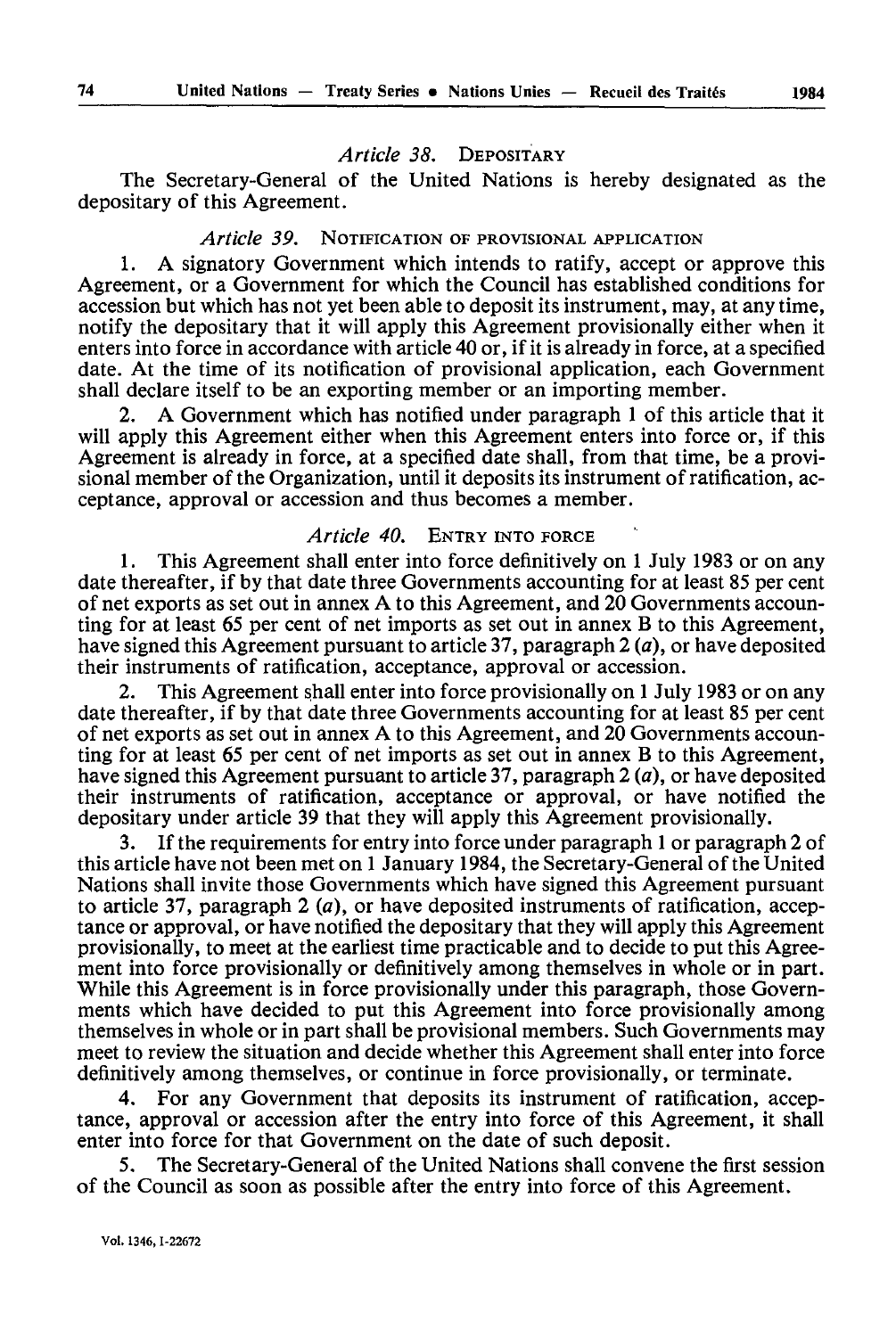*Article 38.* DEPOSITARY

The Secretary-General of the United Nations is hereby designated as the depositary of this Agreement.

*Article 39.* NOTIFICATION OF PROVISIONAL APPLICATION

1. A signatory Government which intends to ratify, accept or approve this Agreement, or a Government for which the Council has established conditions for accession but which has not yet been able to deposit its instrument, may, at any time, notify the depositary that it will apply this Agreement provisionally either when it enters into force in accordance with article 40 or, if it is already in force, at a specified date. At the time of its notification of provisional application, each Government shall declare itself to be an exporting member or an importing member.

2. A Government which has notified under paragraph 1 of this article that it will apply this Agreement either when this Agreement enters into force or, if this Agreement is already in force, at a specified date shall, from that time, be a provisional member of the Organization, until it deposits its instrument of ratification, acceptance, approval or accession and thus becomes a member.

*Article 40.* ENTRY INTO FORCE

1. This Agreement shall enter into force definitively on 1 July 1983 or on any date thereafter, if by that date three Governments accounting for at least 85 per cent of net exports as set out in annex A to this Agreement, and 20 Governments accounting for at least 65 per cent of net imports as set out in annex B to this Agreement, have signed this Agreement pursuant to article 37, paragraph 2 (*a*), or have deposited their instruments of ratification, acceptance, approval or accession.

2. This Agreement shall enter into force provisionally on 1 July 1983 or on any date thereafter, if by that date three Governments accounting for at least 85 per cent of net exports as set out in annex A to this Agreement, and 20 Governments accounting for at least 65 per cent of net imports as set out in annex B to this Agreement, have signed this Agreement pursuant to article 37, paragraph 2 (*a*), or have deposited their instruments of ratification, acceptance or approval, or have notified the depositary under article 39 that they will apply this Agreement provisionally.

3. If the requirements for entry into force under paragraph 1 or paragraph 2 of this article have not been met on 1 January 1984, the Secretary-General of the United Nations shall invite those Governments which have signed this Agreement pursuant to article 37, paragraph 2 (*a*), or have deposited instruments of ratification, acceptance or approval, or have notified the depositary that they will apply this Agreement provisionally, to meet at the earliest time practicable and to decide to put this Agreement into force provisionally or definitively among themselves in whole or in part. While this Agreement is in force provisionally under this paragraph, those Governments which have decided to put this Agreement into force provisionally among themselves in whole or in part shall be provisional members. Such Governments may meet to review the situation and decide whether this Agreement shall enter into force definitively among themselves, or continue in force provisionally, or terminate.

4. For any Government that deposits its instrument of ratification, acceptance, approval or accession after the entry into force of this Agreement, it shall enter into force for that Government on the date of such deposit.

5. The Secretary-General of the United Nations shall convene the first session of the Council as soon as possible after the entry into force of this Agreement.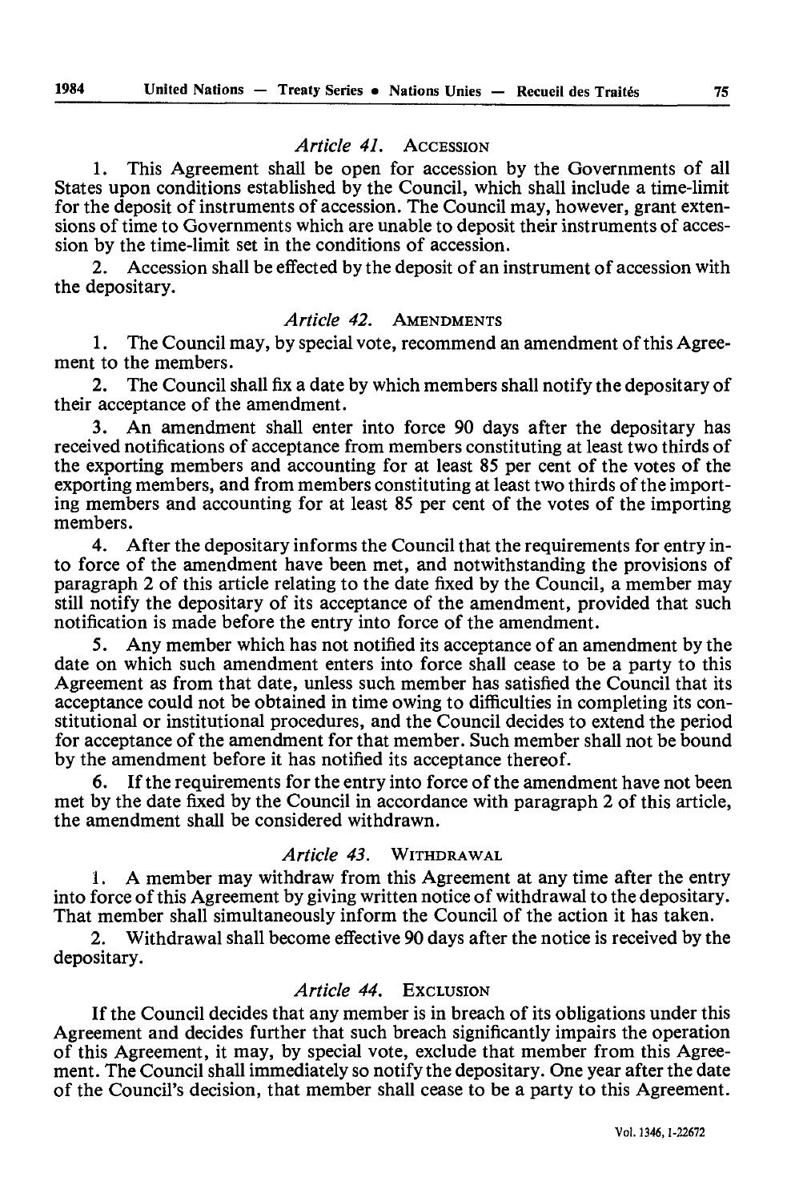### *Article 41.* ACCESSION

1. This Agreement shall be open for accession by the Governments of all States upon conditions established by the Council, which shall include a time-limit for the deposit of instruments of accession. The Council may, however, grant extensions of time to Governments which are unable to deposit their instruments of accession by the time-limit set in the conditions of accession.

2. Accession shall be effected by the deposit of an instrument of accession with the depositary.

### *Article 42.* AMENDMENTS

1. The Council may, by special vote, recommend an amendment of this Agreement to the members.

2. The Council shall fix a date by which members shall notify the depositary of their acceptance of the amendment.

3. An amendment shall enter into force 90 days after the depositary has received notifications of acceptance from members constituting at least two thirds of the exporting members and accounting for at least 85 per cent of the votes of the exporting members, and from members constituting at least two thirds of the importing members and accounting for at least 85 per cent of the votes of the importing members.

4. After the depositary informs the Council that the requirements for entry into force of the amendment have been met, and notwithstanding the provisions of paragraph 2 of this article relating to the date fixed by the Council, a member may still notify the depositary of its acceptance of the amendment, provided that such notification is made before the entry into force of the amendment.

5. Any member which has not notified its acceptance of an amendment by the date on which such amendment enters into force shall cease to be a party to this Agreement as from that date, unless such member has satisfied the Council that its acceptance could not be obtained in time owing to difficulties in completing its constitutional or institutional procedures, and the Council decides to extend the period for acceptance of the amendment for that member. Such member shall not be bound by the amendment before it has notified its acceptance thereof.

6. If the requirements for the entry into force of the amendment have not been met by the date fixed by the Council in accordance with paragraph 2 of this article, the amendment shall be considered withdrawn.

### *Article 43.* WITHDRAWAL

1. A member may withdraw from this Agreement at any time after the entry into force of this Agreement by giving written notice of withdrawal to the depositary. That member shall simultaneously inform the Council of the action it has taken.

2. Withdrawal shall become effective 90 days after the notice is received by the depositary.

### *Article 44.* EXCLUSION

If the Council decides that any member is in breach of its obligations under this Agreement and decides further that such breach significantly impairs the operation of this Agreement, it may, by special vote, exclude that member from this Agreement. The Council shall immediately so notify the depositary. One year after the date of the Council's decision, that member shall cease to be a party to this Agreement.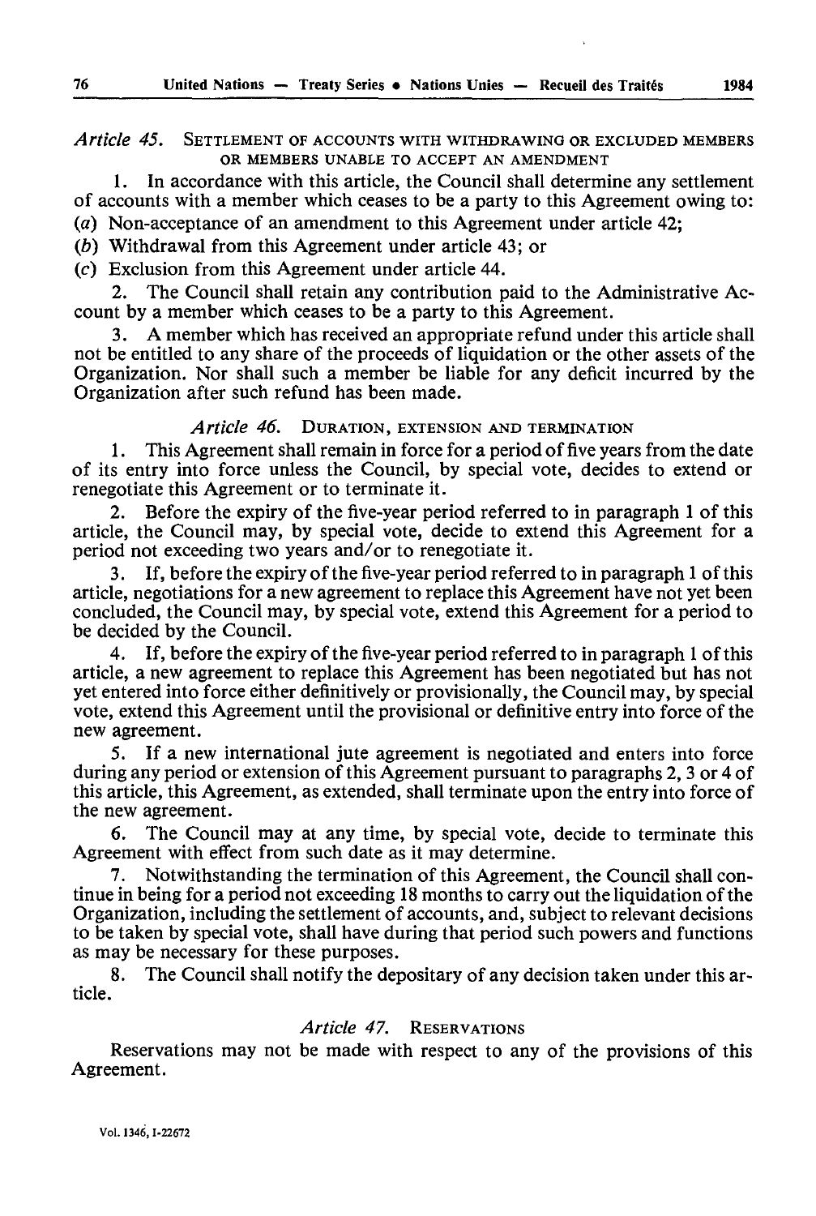### *Article 45.* SETTLEMENT OF ACCOUNTS WITH WITHDRAWING OR EXCLUDED MEMBERS OR MEMBERS UNABLE TO ACCEPT AN AMENDMENT

1. In accordance with this article, the Council shall determine any settlement of accounts with a member which ceases to be a party to this Agreement owing to:

(*a*) Non-acceptance of an amendment to this Agreement under article 42;

(*b*) Withdrawal from this Agreement under article 43; or

(*c*) Exclusion from this Agreement under article 44.

2. The Council shall retain any contribution paid to the Administrative Account by a member which ceases to be a party to this Agreement.

3. A member which has received an appropriate refund under this article shall not be entitled to any share of the proceeds of liquidation or the other assets of the Organization. Nor shall such a member be liable for any deficit incurred by the Organization after such refund has been made.

### *Article 46.* DURATION, EXTENSION AND TERMINATION

1. This Agreement shall remain in force for a period of five years from the date of its entry into force unless the Council, by special vote, decides to extend or renegotiate this Agreement or to terminate it.

2. Before the expiry of the five-year period referred to in paragraph 1 of this article, the Council may, by special vote, decide to extend this Agreement for a period not exceeding two years and/or to renegotiate it.

3. If, before the expiry of the five-year period referred to in paragraph 1 of this article, negotiations for a new agreement to replace this Agreement have not yet been concluded, the Council may, by special vote, extend this Agreement for a period to be decided by the Council.

4. If, before the expiry of the five-year period referred to in paragraph 1 of this article, a new agreement to replace this Agreement has been negotiated but has not yet entered into force either definitively or provisionally, the Council may, by special vote, extend this Agreement until the provisional or definitive entry into force of the new agreement.

5. If a new international jute agreement is negotiated and enters into force during any period or extension of this Agreement pursuant to paragraphs 2, 3 or 4 of this article, this Agreement, as extended, shall terminate upon the entry into force of the new agreement.

6. The Council may at any time, by special vote, decide to terminate this Agreement with effect from such date as it may determine.

7. Notwithstanding the termination of this Agreement, the Council shall continue in being for a period not exceeding 18 months to carry out the liquidation of the Organization, including the settlement of accounts, and, subject to relevant decisions to be taken by special vote, shall have during that period such powers and functions as may be necessary for these purposes.

8. The Council shall notify the depositary of any decision taken under this article.

### *Article 47.* RESERVATIONS

Reservations may not be made with respect to any of the provisions of this Agreement.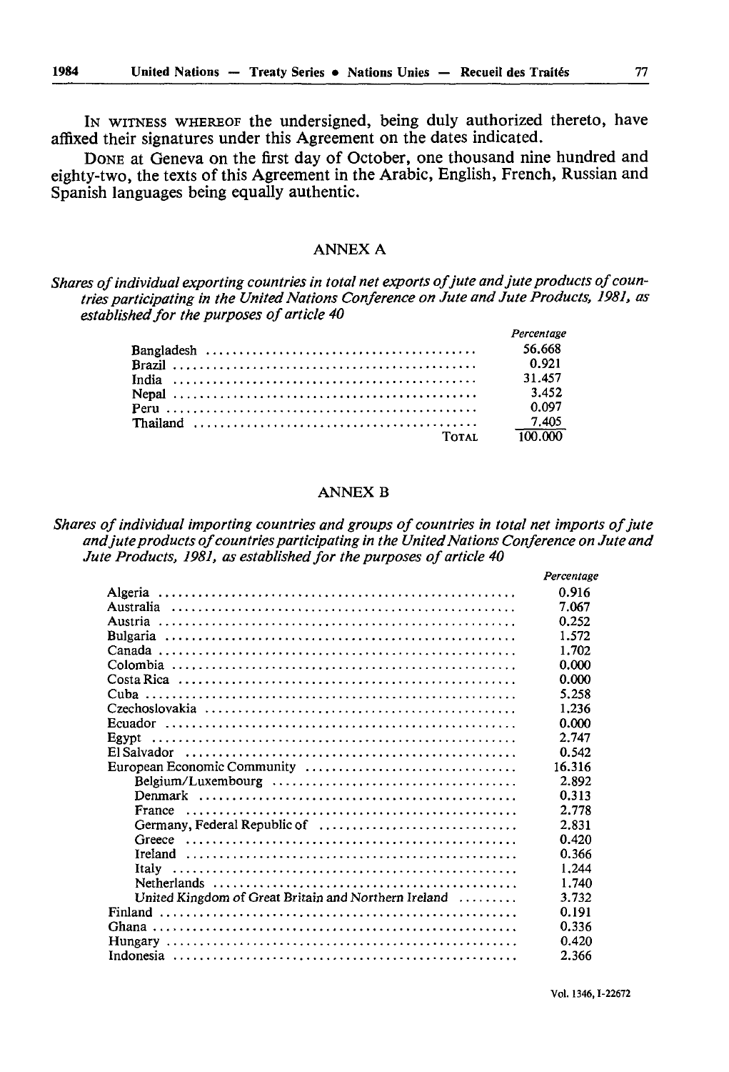IN WITNESS WHEREOF the undersigned, being duly authorized thereto, have affixed their signatures under this Agreement on the dates indicated.

DONE at Geneva on the first day of October, one thousand nine hundred and eighty-two, the texts of this Agreement in the Arabic, English, French, Russian and Spanish languages being equally authentic.

## ANNEX A

*Shares of individual exporting countries in total net exports of jute and jute products of countries participating in the United Nations Conference on Jute and Jute Products, 1981, as established for the purposes of article 40*

| | *Percentage* |
|---|---|
| Bangladesh | 56.668 |
| Brazil | 0.921 |
| India | 31.457 |
| Nepal | 3.452 |
| Peru | 0.097 |
| Thailand | 7.405 |
| TOTAL | 100.000 |

## ANNEX B

*Shares of individual importing countries and groups of countries in total net imports of jute and jute products of countries participating in the United Nations Conference on Jute and Jute Products, 1981, as established for the purposes of article 40*

| | *Percentage* |
|---|---|
| Algeria | 0.916 |
| Australia | 7.067 |
| Austria | 0.252 |
| Bulgaria | 1.572 |
| Canada | 1.702 |
| Colombia | 0.000 |
| Costa Rica | 0.000 |
| Cuba | 5.258 |
| Czechoslovakia | 1.236 |
| Ecuador | 0.000 |
| Egypt | 2.747 |
| El Salvador | 0.542 |
| European Economic Community | 16.316 |
| Belgium/Luxembourg | 2.892 |
| Denmark | 0.313 |
| France | 2.778 |
| Germany, Federal Republic of | 2.831 |
| Greece | 0.420 |
| Ireland | 0.366 |
| Italy | 1.244 |
| Netherlands | 1.740 |
| United Kingdom of Great Britain and Northern Ireland | 3.732 |
| Finland | 0.191 |
| Ghana | 0.336 |
| Hungary | 0.420 |
| Indonesia | 2.366 |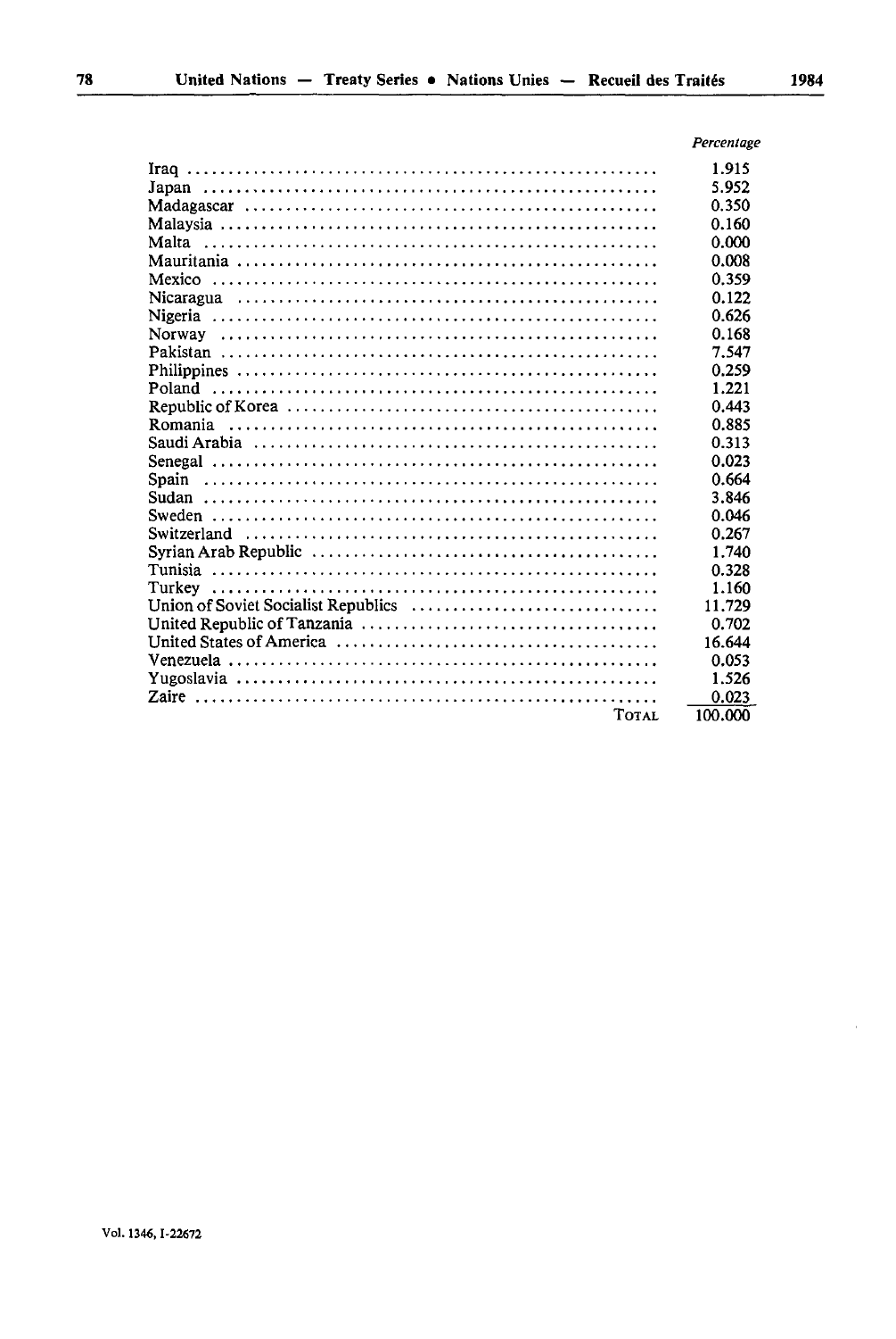| | Percentage |
|---|---|
| Iraq | 1.915 |
| Japan | 5.952 |
| Madagascar | 0.350 |
| Malaysia | 0.160 |
| Malta | 0.000 |
| Mauritania | 0.008 |
| Mexico | 0.359 |
| Nicaragua | 0.122 |
| Nigeria | 0.626 |
| Norway | 0.168 |
| Pakistan | 7.547 |
| Philippines | 0.259 |
| Poland | 1.221 |
| Republic of Korea | 0.443 |
| Romania | 0.885 |
| Saudi Arabia | 0.313 |
| Senegal | 0.023 |
| Spain | 0.664 |
| Sudan | 3.846 |
| Sweden | 0.046 |
| Switzerland | 0.267 |
| Syrian Arab Republic | 1.740 |
| Tunisia | 0.328 |
| Turkey | 1.160 |
| Union of Soviet Socialist Republics | 11.729 |
| United Republic of Tanzania | 0.702 |
| United States of America | 16.644 |
| Venezuela | 0.053 |
| Yugoslavia | 1.526 |
| Zaire | 0.023 |
| TOTAL | 100.000 |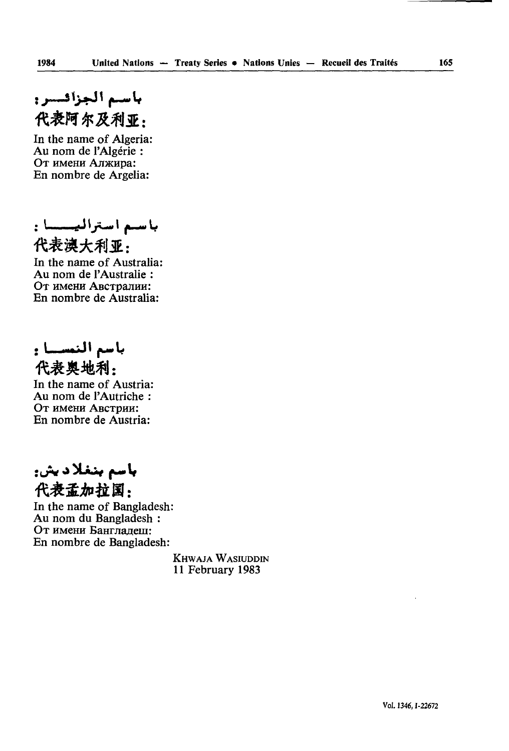باسم الجزائر:
代表阿尔及利亚：

In the name of Algeria:
Au nom de l'Algérie :
От имени Алжира:
En nombre de Argelia:

باسم استراليا:
代表澳大利亚：

In the name of Australia:
Au nom de l'Australie :
От имени Австралии:
En nombre de Australia:

باسم النمسا:
代表奥地利：

In the name of Austria:
Au nom de l'Autriche :
От имени Австрии:
En nombre de Austria:

باسم بنغلاديش:
代表孟加拉国：

In the name of Bangladesh:
Au nom du Bangladesh :
От имени Бангладеш:
En nombre de Bangladesh:

KHWAJA WASIUDDIN
11 February 1983

Vol. 1346, I-22672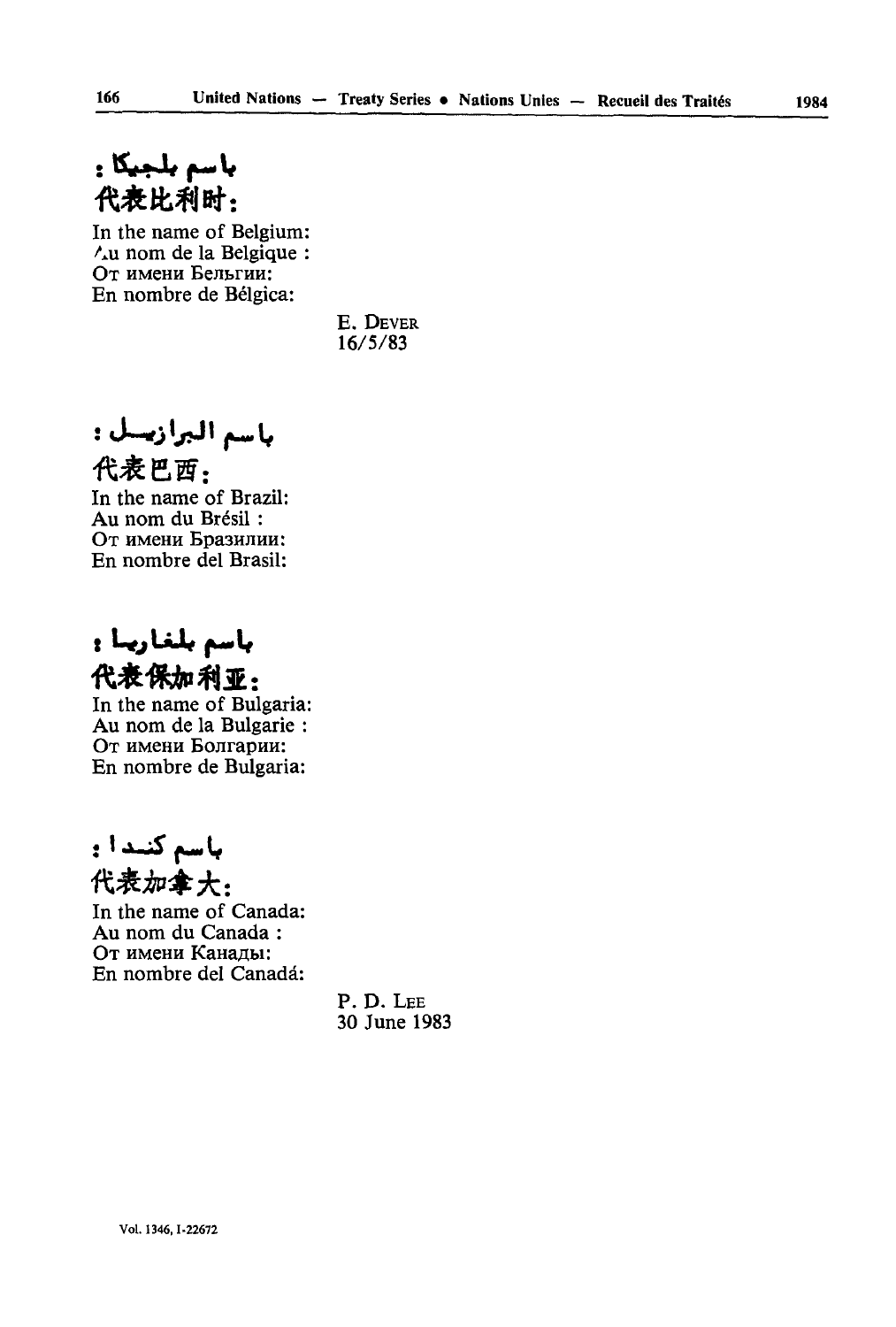باسم بلجيكا :

代表比利时：

In the name of Belgium:
Au nom de la Belgique :
От имени Бельгии:
En nombre de Bélgica:

E. DEVER
16/5/83

باسم البرازيل :

代表巴西：

In the name of Brazil:
Au nom du Brésil :
От имени Бразилии:
En nombre del Brasil:

باسم بلغاريا :

代表保加利亚：

In the name of Bulgaria:
Au nom de la Bulgarie :
От имени Болгарии:
En nombre de Bulgaria:

باسم كندا :

代表加拿大：

In the name of Canada:
Au nom du Canada :
От имени Канады:
En nombre del Canadá:

P. D. LEE
30 June 1983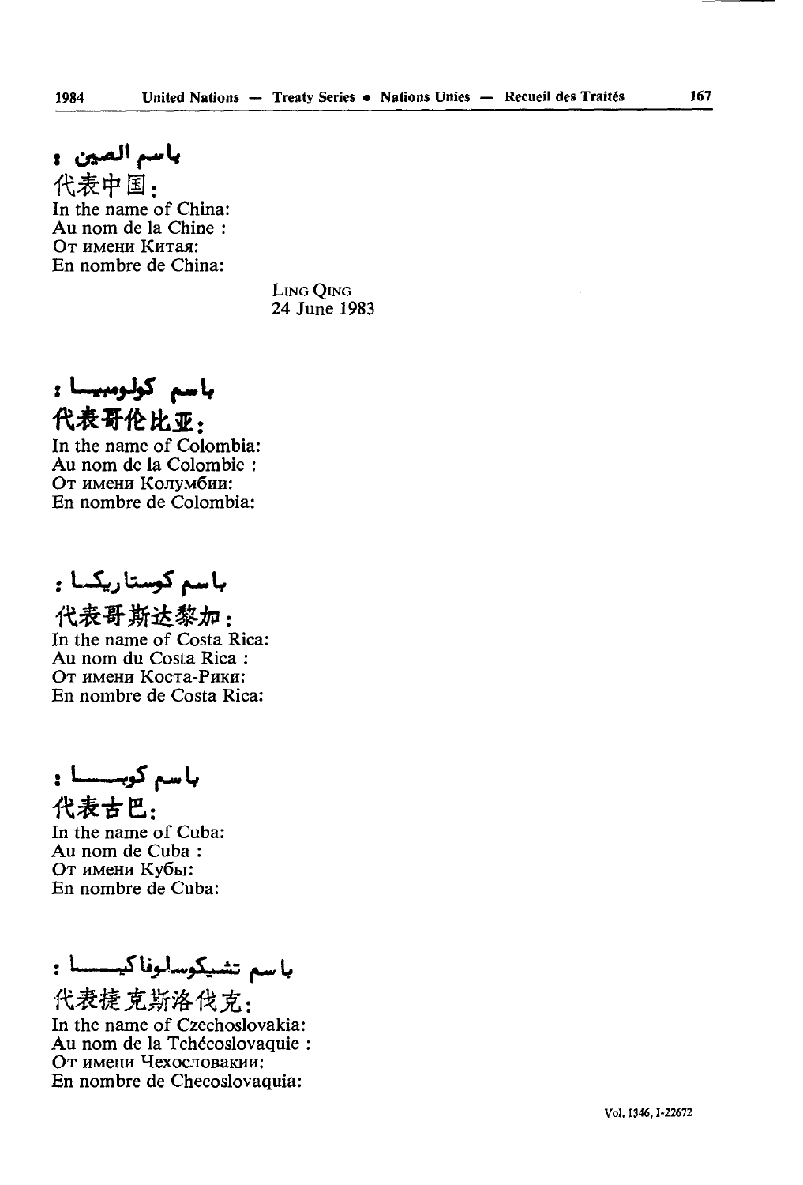باسم الصين :

代表中国：

In the name of China:
Au nom de la Chine :
От имени Китая:
En nombre de China:

LING QING
24 June 1983

باسم كولومبيا :

代表哥伦比亚：

In the name of Colombia:
Au nom de la Colombie :
От имени Колумбии:
En nombre de Colombia:

باسم كوستاريكا :

代表哥斯达黎加：

In the name of Costa Rica:
Au nom du Costa Rica :
От имени Коста-Рики:
En nombre de Costa Rica:

باسم كوبا :

代表古巴：

In the name of Cuba:
Au nom de Cuba :
От имени Кубы:
En nombre de Cuba:

باسم تشيكوسلوفاكيا :

代表捷克斯洛伐克：

In the name of Czechoslovakia:
Au nom de la Tchécoslovaquie :
От имени Чехословакии:
En nombre de Checoslovaquia: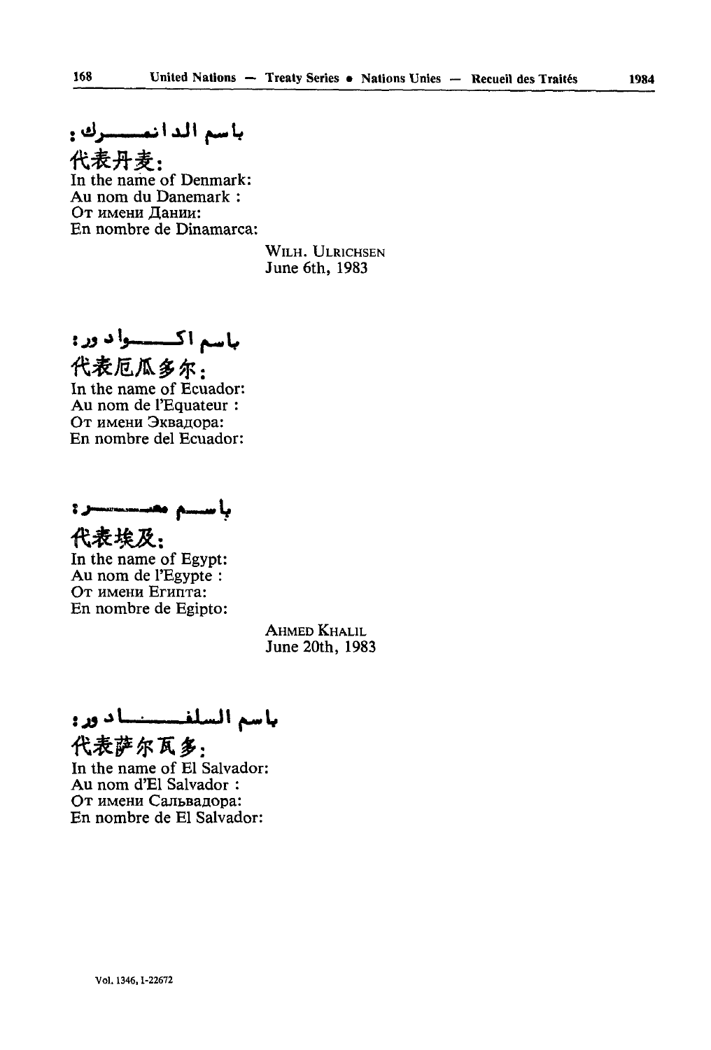باسم الدانمرك :

代表丹麦：

In the name of Denmark:
Au nom du Danemark :
От имени Дании:
En nombre de Dinamarca:

WILH. ULRICHSEN
June 6th, 1983

باسم اكوادور :

代表厄瓜多尔：

In the name of Ecuador:
Au nom de l'Equateur :
От имени Эквадора:
En nombre del Ecuador:

باسم مصر :

代表埃及：

In the name of Egypt:
Au nom de l'Egypte :
От имени Египта:
En nombre de Egipto:

AHMED KHALIL
June 20th, 1983

باسم السلفادور :

代表萨尔瓦多：

In the name of El Salvador:
Au nom d'El Salvador :
От имени Сальвадора:
En nombre de El Salvador: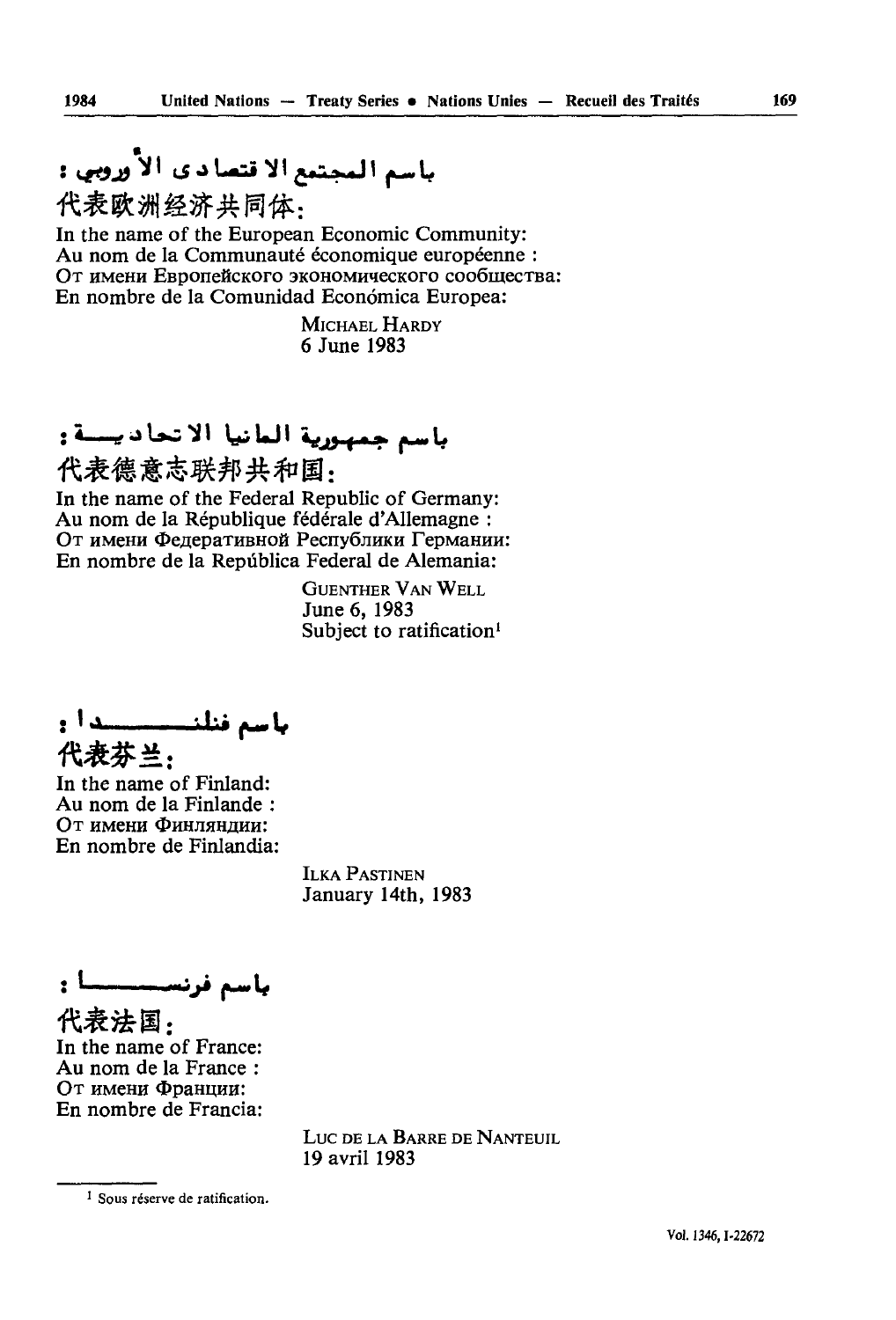باسم المجتمع الاقتصادي الأوروبي :

代表欧洲经济共同体：

In the name of the European Economic Community:
Au nom de la Communauté économique européenne :
От имени Европейского экономического сообщества:
En nombre de la Comunidad Económica Europea:

> MICHAEL HARDY
> 6 June 1983

باسم جمهورية ألمانيا الاتحادية :

代表德意志联邦共和国：

In the name of the Federal Republic of Germany:
Au nom de la République fédérale d'Allemagne :
От имени Федеративной Республики Германии:
En nombre de la República Federal de Alemania:

> GUENTHER VAN WELL
> June 6, 1983
> Subject to ratification[1]

باسم فنلندا :

代表芬兰：

In the name of Finland:
Au nom de la Finlande :
От имени Финляндии:
En nombre de Finlandia:

> ILKA PASTINEN
> January 14th, 1983

باسم فرنسا :

代表法国：

In the name of France:
Au nom de la France :
От имени Франции:
En nombre de Francia:

> LUC DE LA BARRE DE NANTEUIL
> 19 avril 1983

---

[1] Sous réserve de ratification.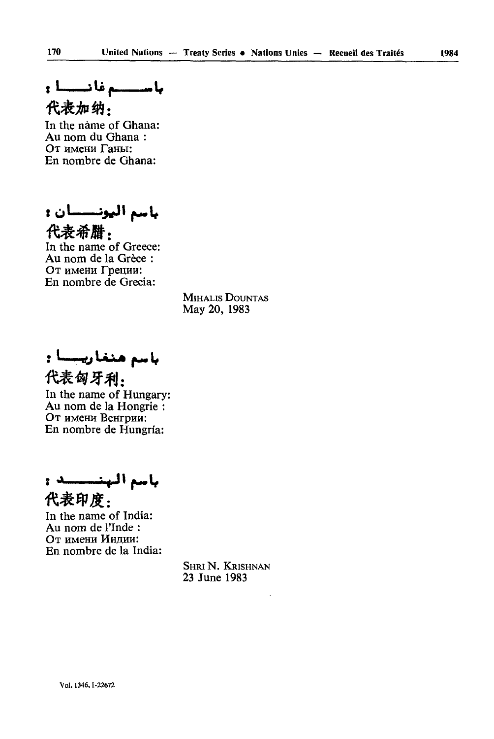باسم غانا :

代表加纳：

In the nàme of Ghana:
Au nom du Ghana :
От имени Ганы:
En nombre de Ghana:

باسم اليونان :

代表希腊：

In the name of Greece:
Au nom de la Grèce :
От имени Греции:
En nombre de Grecia:

MIHALIS DOUNTAS
May 20, 1983

باسم هنغاريا :

代表匈牙利：

In the name of Hungary:
Au nom de la Hongrie :
От имени Венгрии:
En nombre de Hungría:

باسم الهند :

代表印度：

In the name of India:
Au nom de l'Inde :
От имени Индии:
En nombre de la India:

SHRI N. KRISHNAN
23 June 1983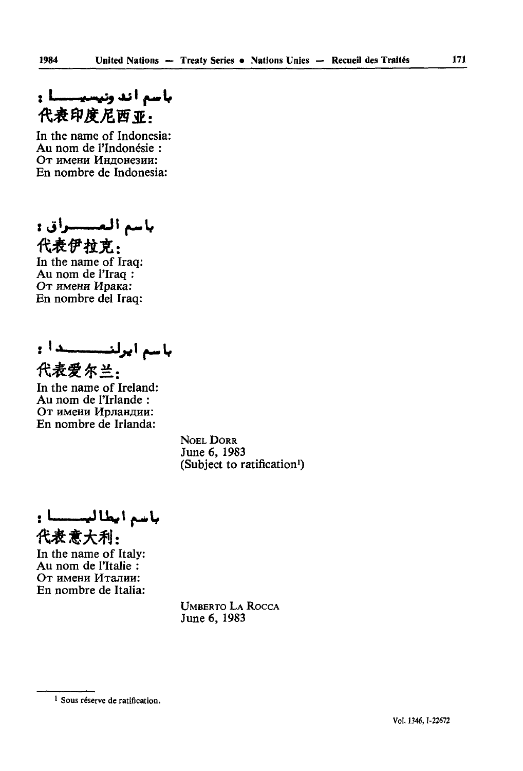باسم اندونيسيا :
代表印度尼西亚:

In the name of Indonesia:
Au nom de l'Indonésie :
От имени Индонезии:
En nombre de Indonesia:

باسم العراق :
代表伊拉克:

In the name of Iraq:
Au nom de l'Iraq :
От имени Ирака:
En nombre del Iraq:

باسم ايرلندا :
代表爱尔兰:

In the name of Ireland:
Au nom de l'Irlande :
От имени Ирландии:
En nombre de Irlanda:

NOEL DORR
June 6, 1983
(Subject to ratification[1])

باسم ايطاليا :
代表意大利:

In the name of Italy:
Au nom de l'Italie :
От имени Италии:
En nombre de Italia:

UMBERTO LA ROCCA
June 6, 1983

[1] Sous réserve de ratification.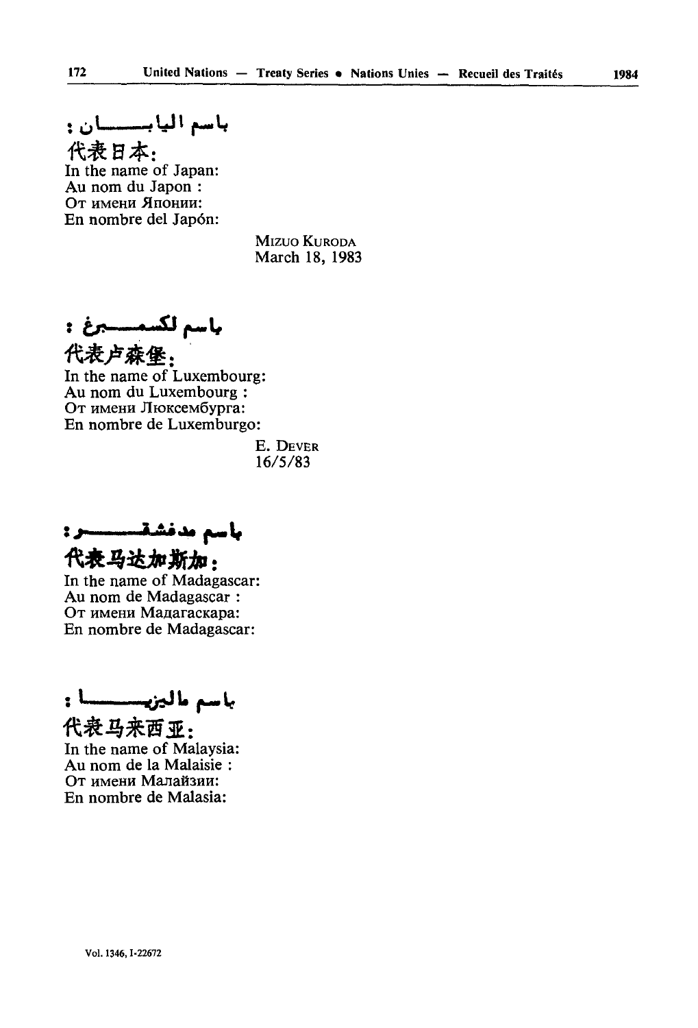باسم اليابان :

代表日本:

In the name of Japan:

Au nom du Japon :

От имени Японии:

En nombre del Japón:

MIZUO KURODA
March 18, 1983

باسم لكسمبرغ :

代表卢森堡:

In the name of Luxembourg:

Au nom du Luxembourg :

От имени Люксембурга:

En nombre de Luxemburgo:

E. DEVER
16/5/83

باسم مدغشقر :

代表马达加斯加:

In the name of Madagascar:

Au nom de Madagascar :

От имени Мадагаскара:

En nombre de Madagascar:

باسم ماليزيا :

代表马来西亚:

In the name of Malaysia:

Au nom de la Malaisie :

От имени Малайзии:

En nombre de Malasia:

Vol. 1346, I-22672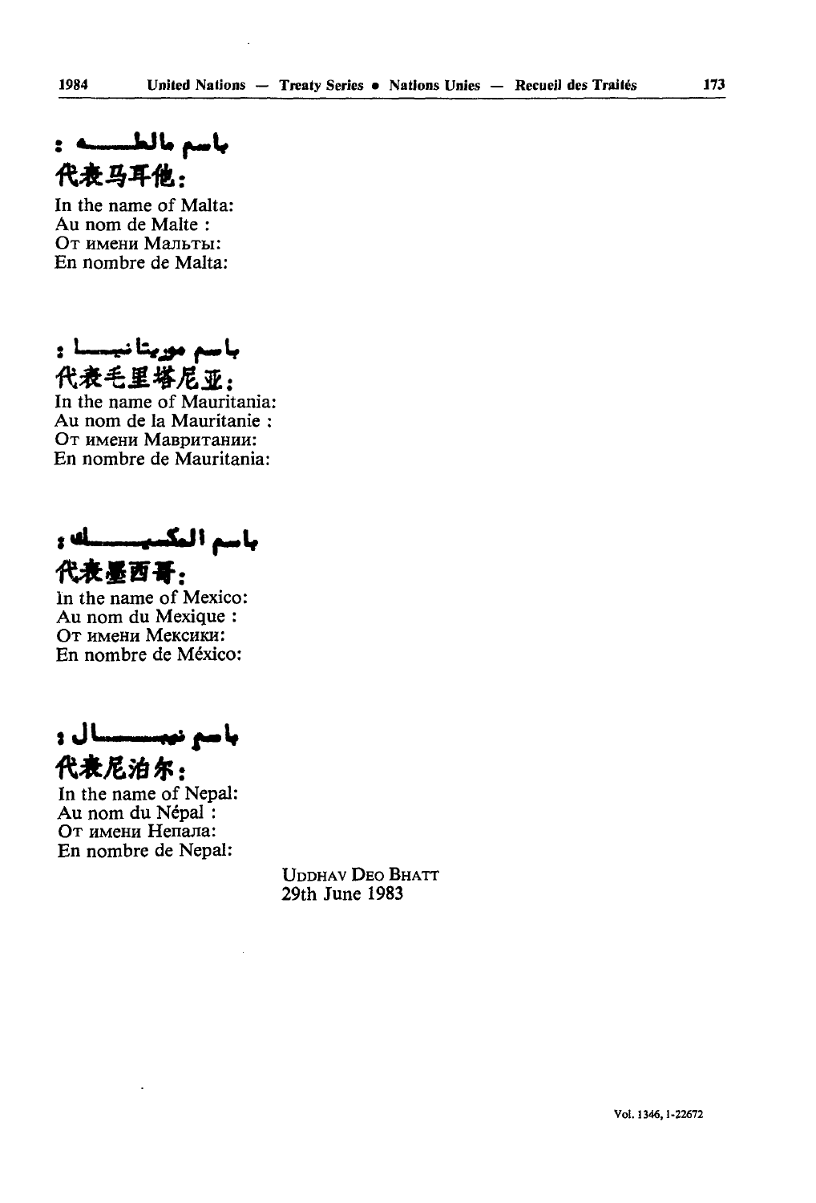باسم مالطـــه :

代表马耳他：

In the name of Malta:
Au nom de Malte :
От имени Мальты:
En nombre de Malta:

باسم موريتانيـا :

代表毛里塔尼亚：

In the name of Mauritania:
Au nom de la Mauritanie :
От имени Мавритании:
En nombre de Mauritania:

باسم المكسيـــك :

代表墨西哥：

In the name of Mexico:
Au nom du Mexique :
От имени Мексики:
En nombre de México:

باسم نيبـــال :

代表尼泊尔：

In the name of Nepal:
Au nom du Népal :
От имени Непала:
En nombre de Nepal:

UDDHAV DEO BHATT
29th June 1983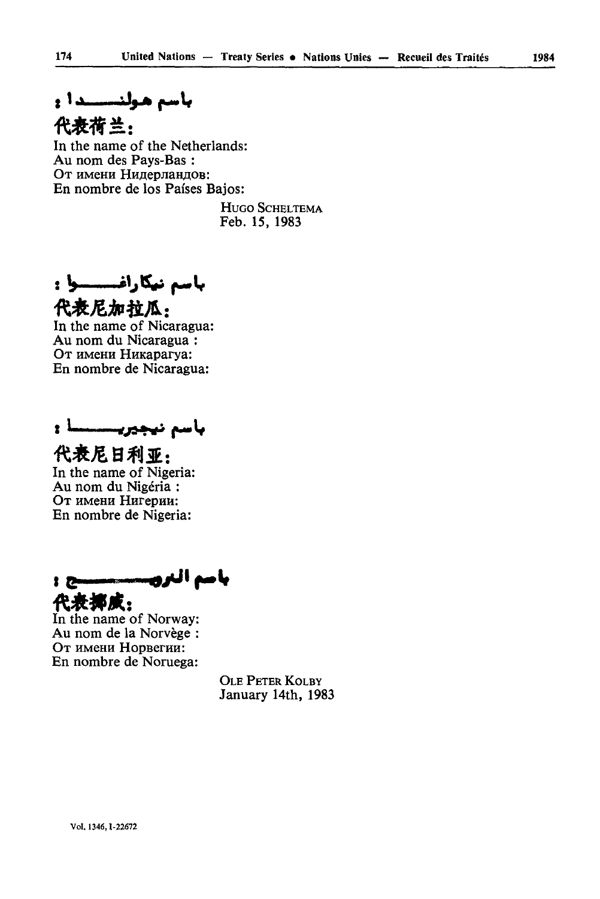باسم هولندا :

代表荷兰：

In the name of the Netherlands:
Au nom des Pays-Bas :
От имени Нидерландов:
En nombre de los Países Bajos:

HUGO SCHELTEMA
Feb. 15, 1983

باسم نيكاراغوا :

代表尼加拉瓜：

In the name of Nicaragua:
Au nom du Nicaragua :
От имени Никарагуа:
En nombre de Nicaragua:

باسم نيجيريا :

代表尼日利亚：

In the name of Nigeria:
Au nom du Nigéria :
От имени Нигерии:
En nombre de Nigeria:

باسم النرويج :

代表挪威：

In the name of Norway:
Au nom de la Norvège :
От имени Норвегии:
En nombre de Noruega:

OLE PETER KOLBY
January 14th, 1983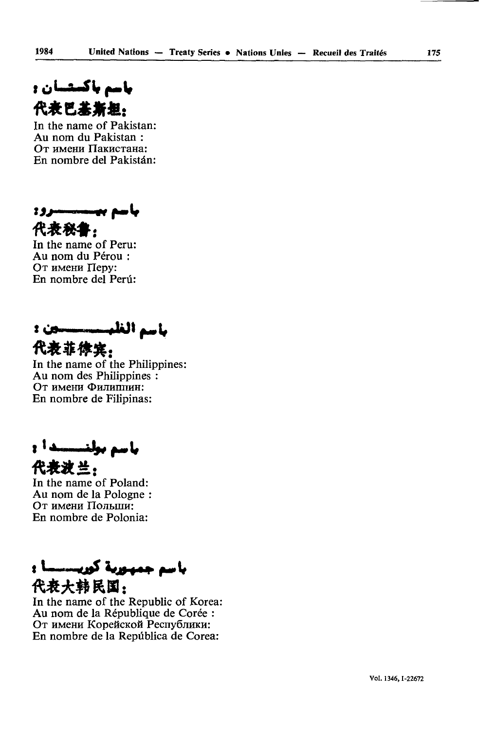باسم باكستان :

代表巴基斯坦：

In the name of Pakistan:
Au nom du Pakistan :
От имени Пакистана:
En nombre del Pakistán:

باسم بيرو :

代表秘鲁：

In the name of Peru:
Au nom du Pérou :
От имени Перу:
En nombre del Perú:

باسم الفلبين :

代表菲律宾：

In the name of the Philippines:
Au nom des Philippines :
От имени Филиппин:
En nombre de Filipinas:

باسم بولندا :

代表波兰：

In the name of Poland:
Au nom de la Pologne :
От имени Польши:
En nombre de Polonia:

باسم جمهورية كوريا :

代表大韩民国：

In the name of the Republic of Korea:
Au nom de la République de Corée :
От имени Корейской Республики:
En nombre de la República de Corea: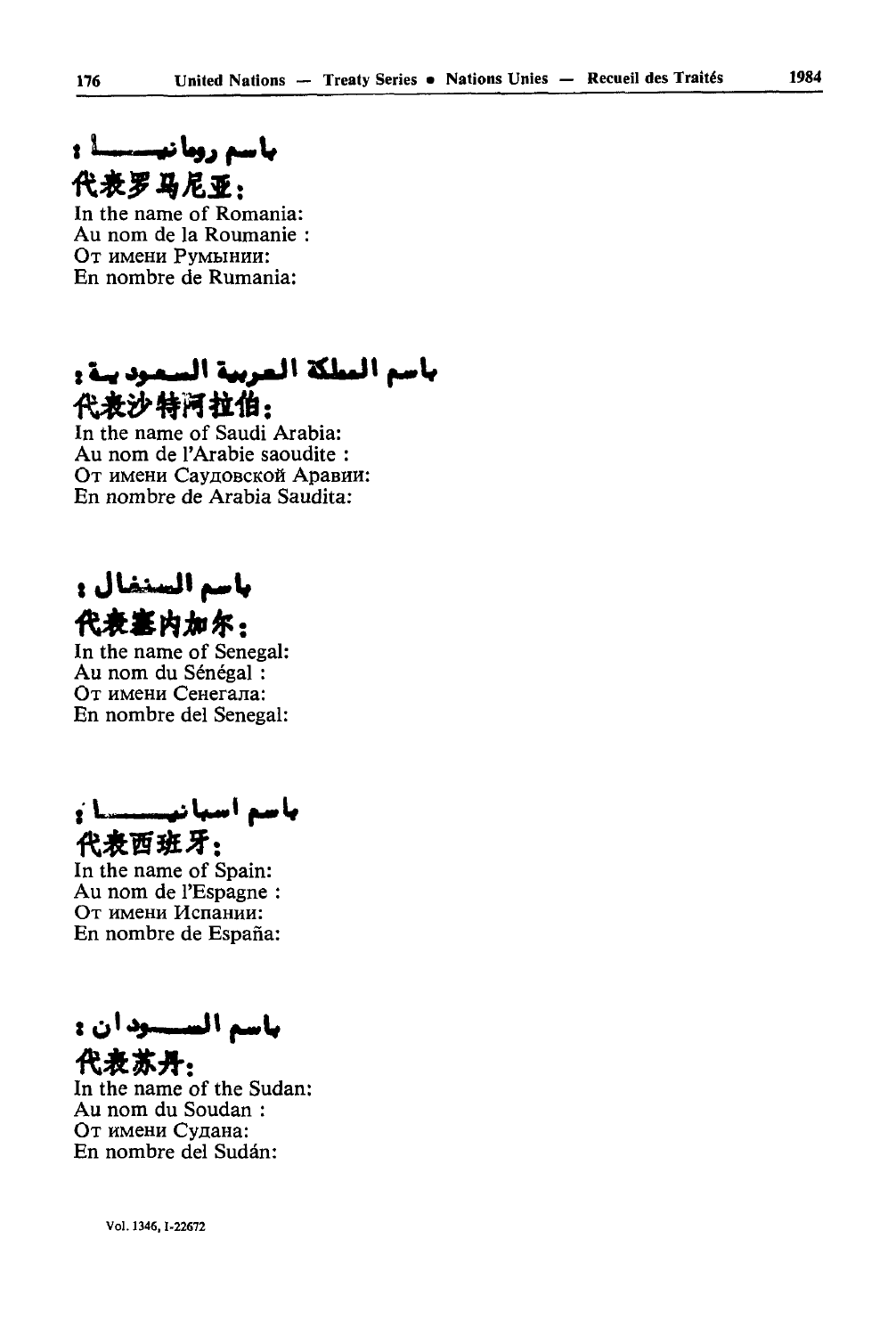باسم رومانيا :

代表罗马尼亚：

In the name of Romania:
Au nom de la Roumanie :
От имени Румынии:
En nombre de Rumania:

باسم المملكة العربية السعودية :

代表沙特阿拉伯：

In the name of Saudi Arabia:
Au nom de l'Arabie saoudite :
От имени Саудовской Аравии:
En nombre de Arabia Saudita:

باسم السنغال :

代表塞内加尔：

In the name of Senegal:
Au nom du Sénégal :
От имени Сенегала:
En nombre del Senegal:

باسم اسبانيا :

代表西班牙：

In the name of Spain:
Au nom de l'Espagne :
От имени Испании:
En nombre de España:

باسم السودان :

代表苏丹：

In the name of the Sudan:
Au nom du Soudan :
От имени Судана:
En nombre del Sudán:

Vol. 1346, I-22672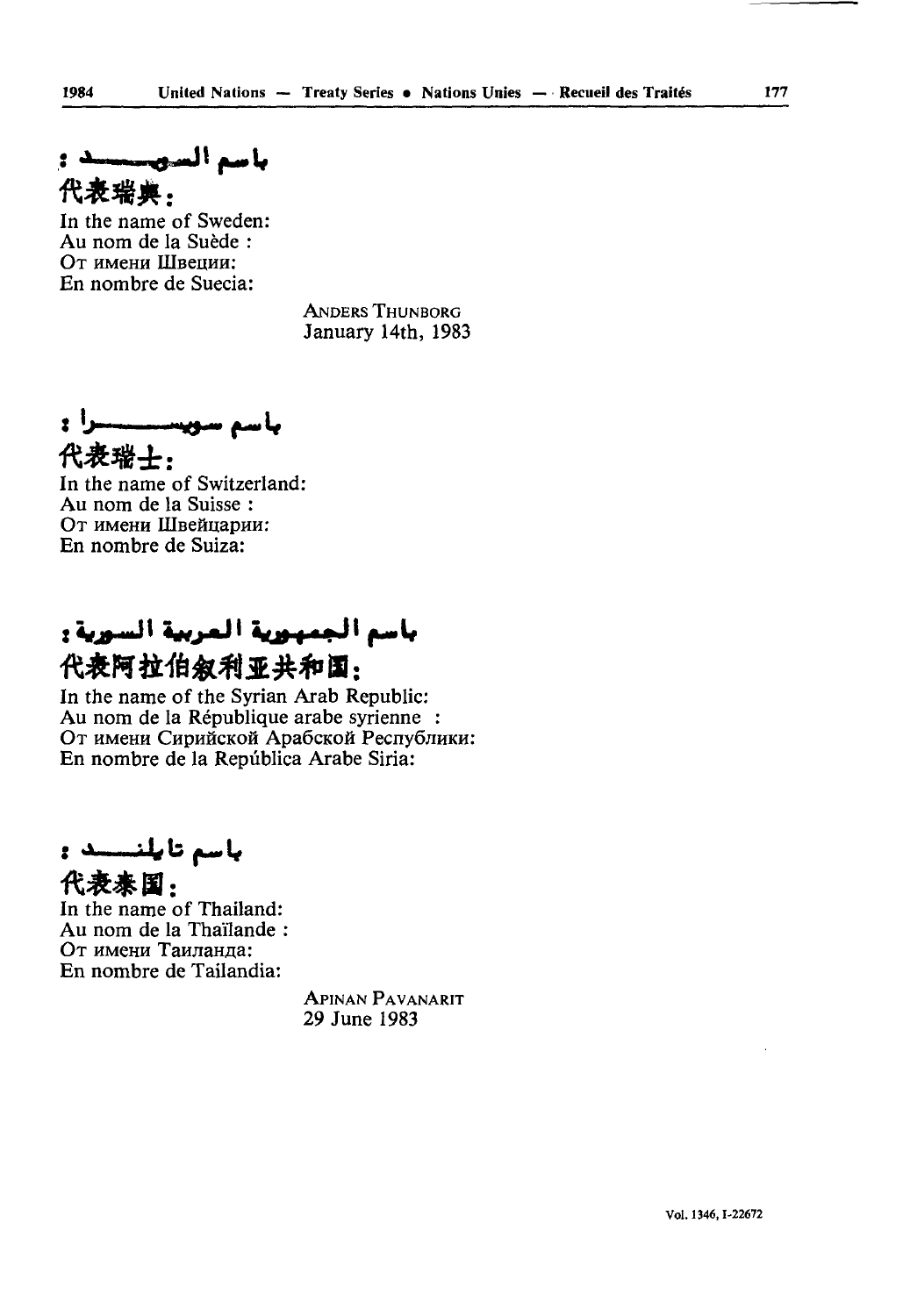باسم السويد :

代表瑞典：

In the name of Sweden:
Au nom de la Suède :
От имени Швеции:
En nombre de Suecia:

ANDERS THUNBORG
January 14th, 1983

باسم سويسرا :

代表瑞士：

In the name of Switzerland:
Au nom de la Suisse :
От имени Швейцарии:
En nombre de Suiza:

باسم الجمهورية العربية السورية :

代表阿拉伯叙利亚共和国：

In the name of the Syrian Arab Republic:
Au nom de la République arabe syrienne :
От имени Сирийской Арабской Республики:
En nombre de la República Arabe Siria:

باسم تايلند :

代表泰国：

In the name of Thailand:
Au nom de la Thaïlande :
От имени Таиланда:
En nombre de Tailandia:

APINAN PAVANARIT
29 June 1983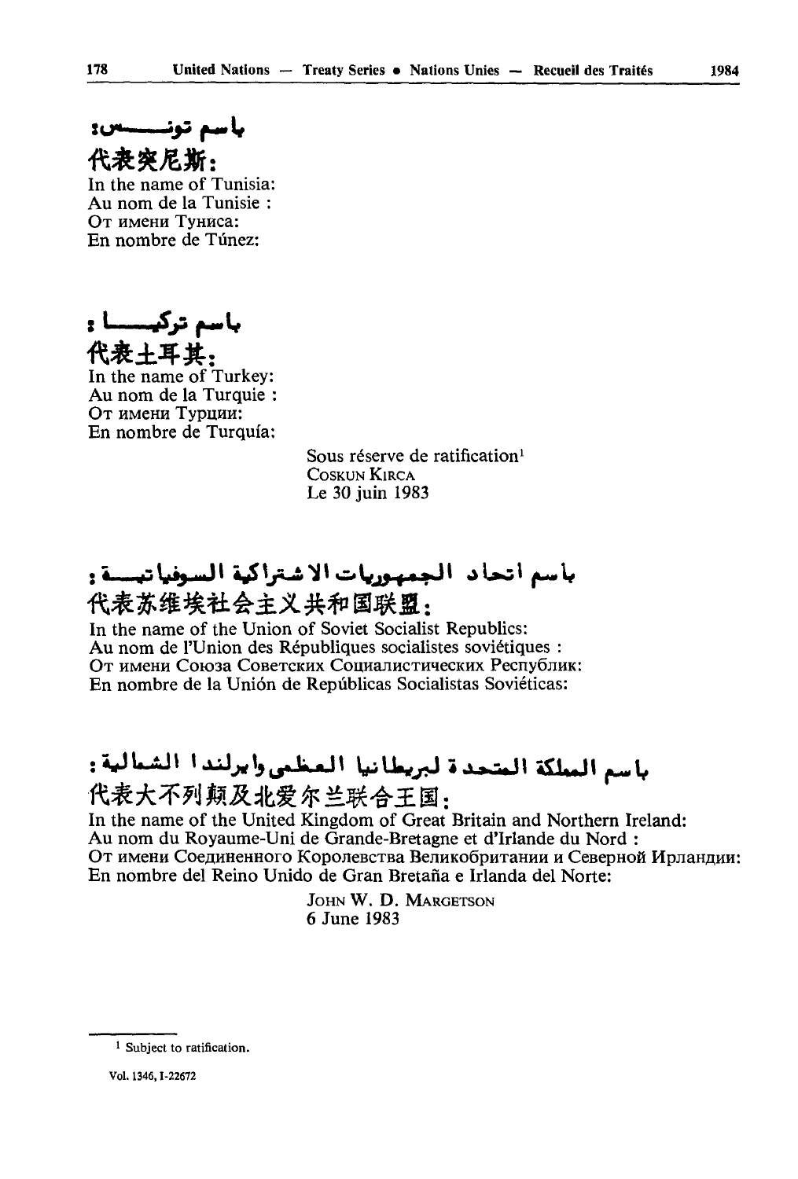باسم تونس:
代表突尼斯：
In the name of Tunisia:
Au nom de la Tunisie :
От имени Туниса:
En nombre de Túnez:

باسم تركيا:
代表土耳其：
In the name of Turkey:
Au nom de la Turquie :
От имени Турции:
En nombre de Turquía:

Sous réserve de ratification[1]
COSKUN KIRCA
Le 30 juin 1983

باسم اتحاد الجمهوريات الاشتراكية السوفياتية:
代表苏维埃社会主义共和国联盟：
In the name of the Union of Soviet Socialist Republics:
Au nom de l'Union des Républiques socialistes soviétiques :
От имени Союза Советских Социалистических Республик:
En nombre de la Unión de Repúblicas Socialistas Soviéticas:

باسم المملكة المتحدة لبريطانيا العظمى وايرلندا الشمالية:
代表大不列颠及北爱尔兰联合王国：
In the name of the United Kingdom of Great Britain and Northern Ireland:
Au nom du Royaume-Uni de Grande-Bretagne et d'Irlande du Nord :
От имени Соединенного Королевства Великобритании и Северной Ирландии:
En nombre del Reino Unido de Gran Bretaña e Irlanda del Norte:

JOHN W. D. MARGETSON
6 June 1983

[1] Subject to ratification.

Vol. 1346, I-22672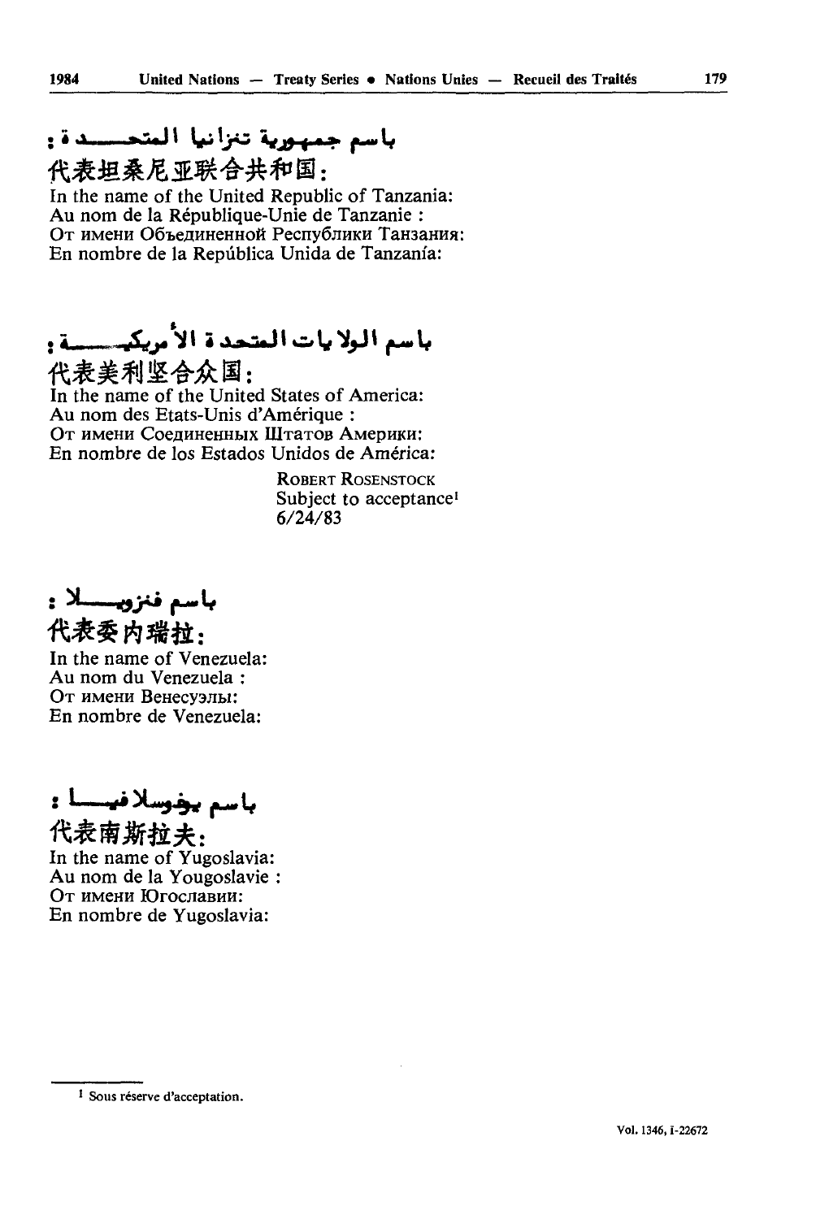باسم جمهورية تنزانيا المتحدة :

代表坦桑尼亚联合共和国：

In the name of the United Republic of Tanzania:
Au nom de la République-Unie de Tanzanie :
От имени Объединенной Республики Танзания:
En nombre de la República Unida de Tanzanía:

باسم الولايات المتحدة الأمريكية :

代表美利坚合众国：

In the name of the United States of America:
Au nom des Etats-Unis d'Amérique :
От имени Соединенных Штатов Америки:
En nombre de los Estados Unidos de América:

ROBERT ROSENSTOCK
Subject to acceptance[1]
6/24/83

باسم فنزويلا :

代表委内瑞拉：

In the name of Venezuela:
Au nom du Venezuela :
От имени Венесуэлы:
En nombre de Venezuela:

باسم يوغوسلافيا :

代表南斯拉夫：

In the name of Yugoslavia:
Au nom de la Yougoslavie :
От имени Югославии:
En nombre de Yugoslavia:

[1] Sous réserve d'acceptation.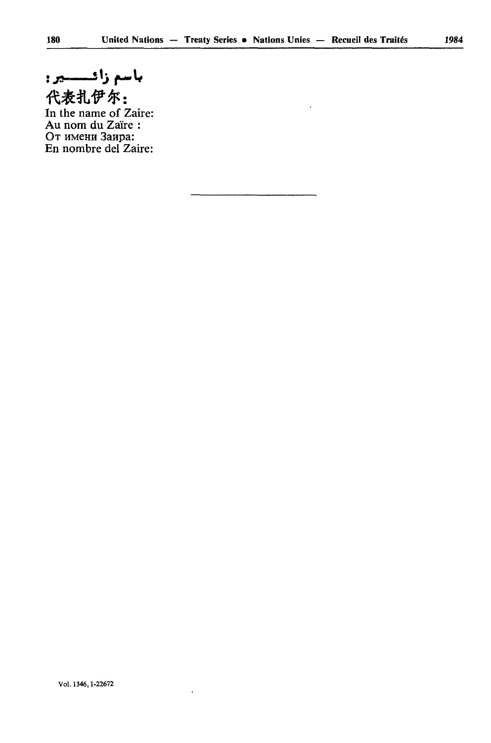باسم زائير:

代表扎伊尔:

In the name of Zaire:

Au nom du Zaïre :

От имени Заира:

En nombre del Zaire: